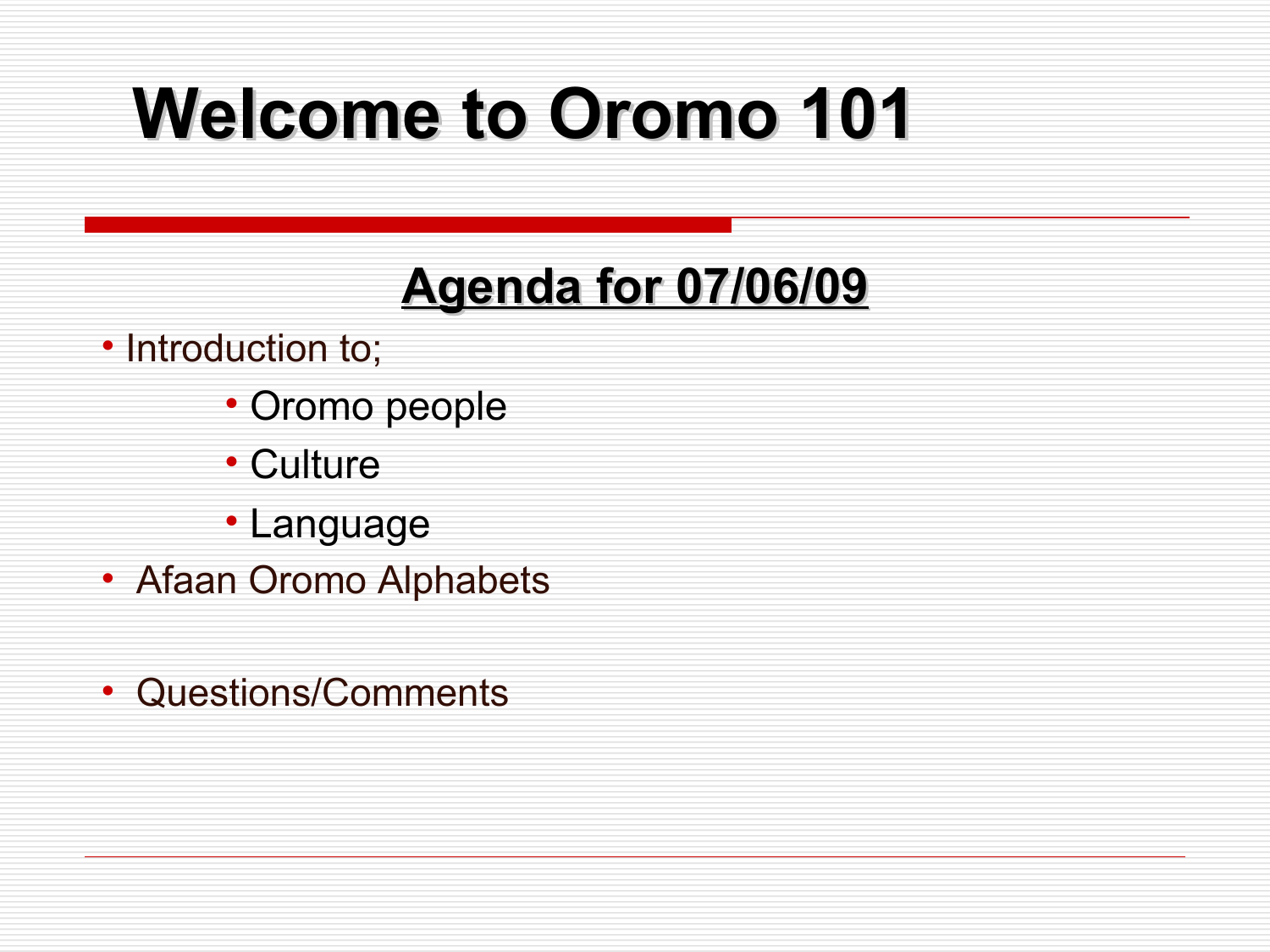# Welcome to Oromo 101

## Agenda for 07/06/09

- Introduction to;
  - Oromo people
  - Culture
  - Language
- Afaan Oromo Alphabets
- Questions/Comments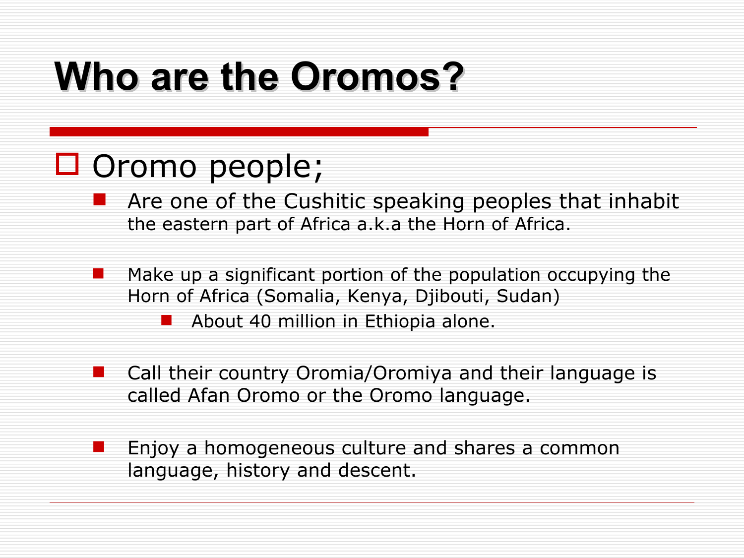# Who are the Oromos?

- Oromo people;
  - Are one of the Cushitic speaking peoples that inhabit the eastern part of Africa a.k.a the Horn of Africa.
  - Make up a significant portion of the population occupying the Horn of Africa (Somalia, Kenya, Djibouti, Sudan)
    - About 40 million in Ethiopia alone.
  - Call their country Oromia/Oromiya and their language is called Afan Oromo or the Oromo language.
  - Enjoy a homogeneous culture and shares a common language, history and descent.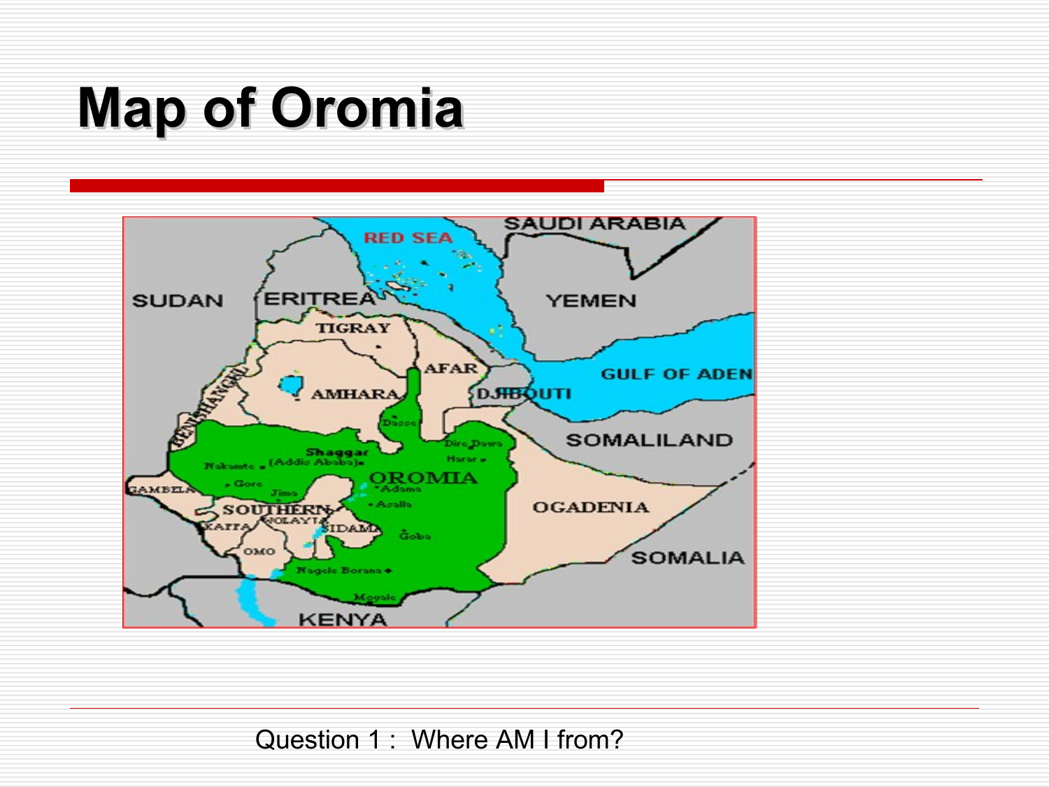# Map of Oromia

Question 1 : Where AM I from?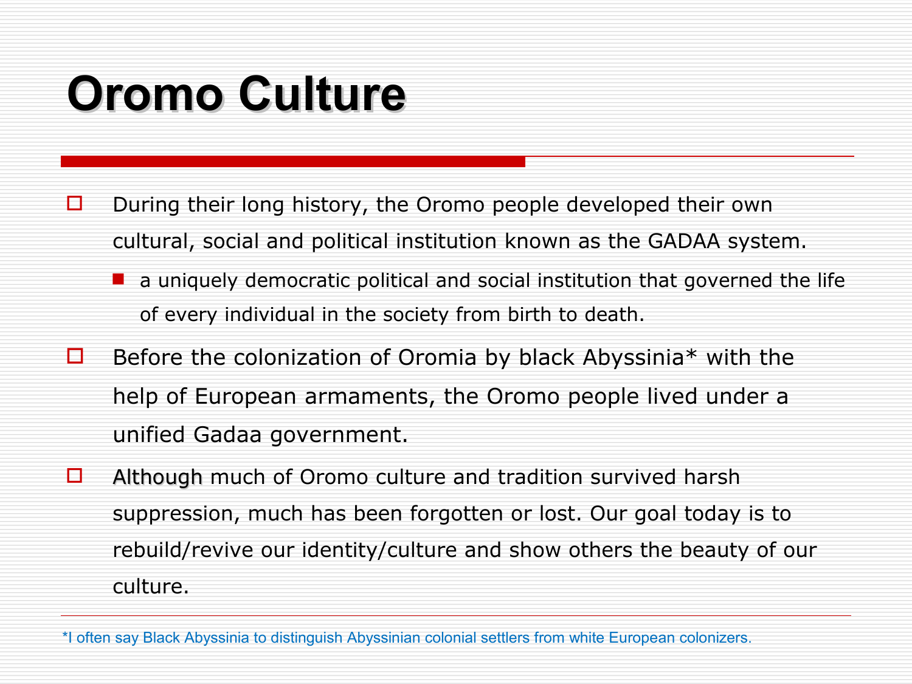# Oromo Culture

- During their long history, the Oromo people developed their own cultural, social and political institution known as the GADAA system.
  - a uniquely democratic political and social institution that governed the life of every individual in the society from birth to death.
- Before the colonization of Oromia by black Abyssinia* with the help of European armaments, the Oromo people lived under a unified Gadaa government.
- Although much of Oromo culture and tradition survived harsh suppression, much has been forgotten or lost. Our goal today is to rebuild/revive our identity/culture and show others the beauty of our culture.

*I often say Black Abyssinia to distinguish Abyssinian colonial settlers from white European colonizers.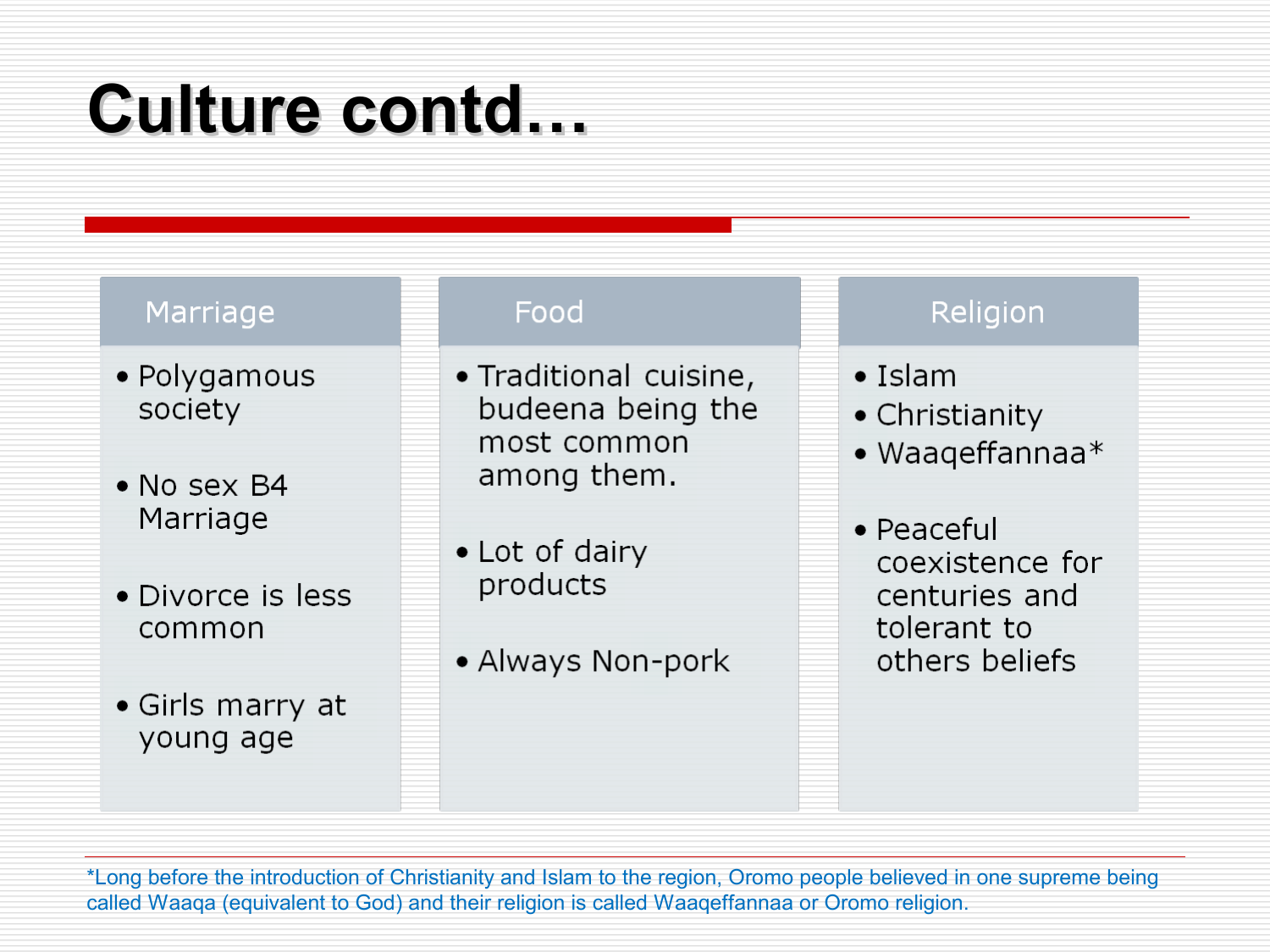# Culture contd…

## Marriage

- Polygamous society
- No sex B4 Marriage
- Divorce is less common
- Girls marry at young age

## Food

- Traditional cuisine, budeena being the most common among them.
- Lot of dairy products
- Always Non-pork

## Religion

- Islam
- Christianity
- Waaqeffannaa*
- Peaceful coexistence for centuries and tolerant to others beliefs

*Long before the introduction of Christianity and Islam to the region, Oromo people believed in one supreme being called Waaqa (equivalent to God) and their religion is called Waaqeffannaa or Oromo religion.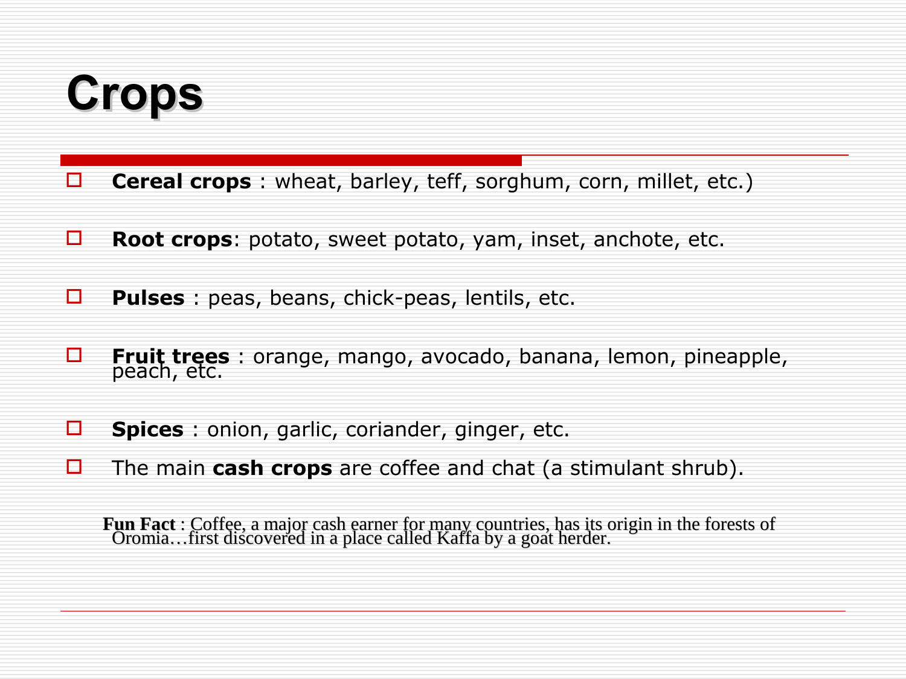# Crops

- **Cereal crops** : wheat, barley, teff, sorghum, corn, millet, etc.)
- **Root crops**: potato, sweet potato, yam, inset, anchote, etc.
- **Pulses** : peas, beans, chick-peas, lentils, etc.
- **Fruit trees** : orange, mango, avocado, banana, lemon, pineapple, peach, etc.
- **Spices** : onion, garlic, coriander, ginger, etc.
- The main **cash crops** are coffee and chat (a stimulant shrub).

**Fun Fact** : Coffee, a major cash earner for many countries, has its origin in the forests of Oromia…first discovered in a place called Kaffa by a goat herder.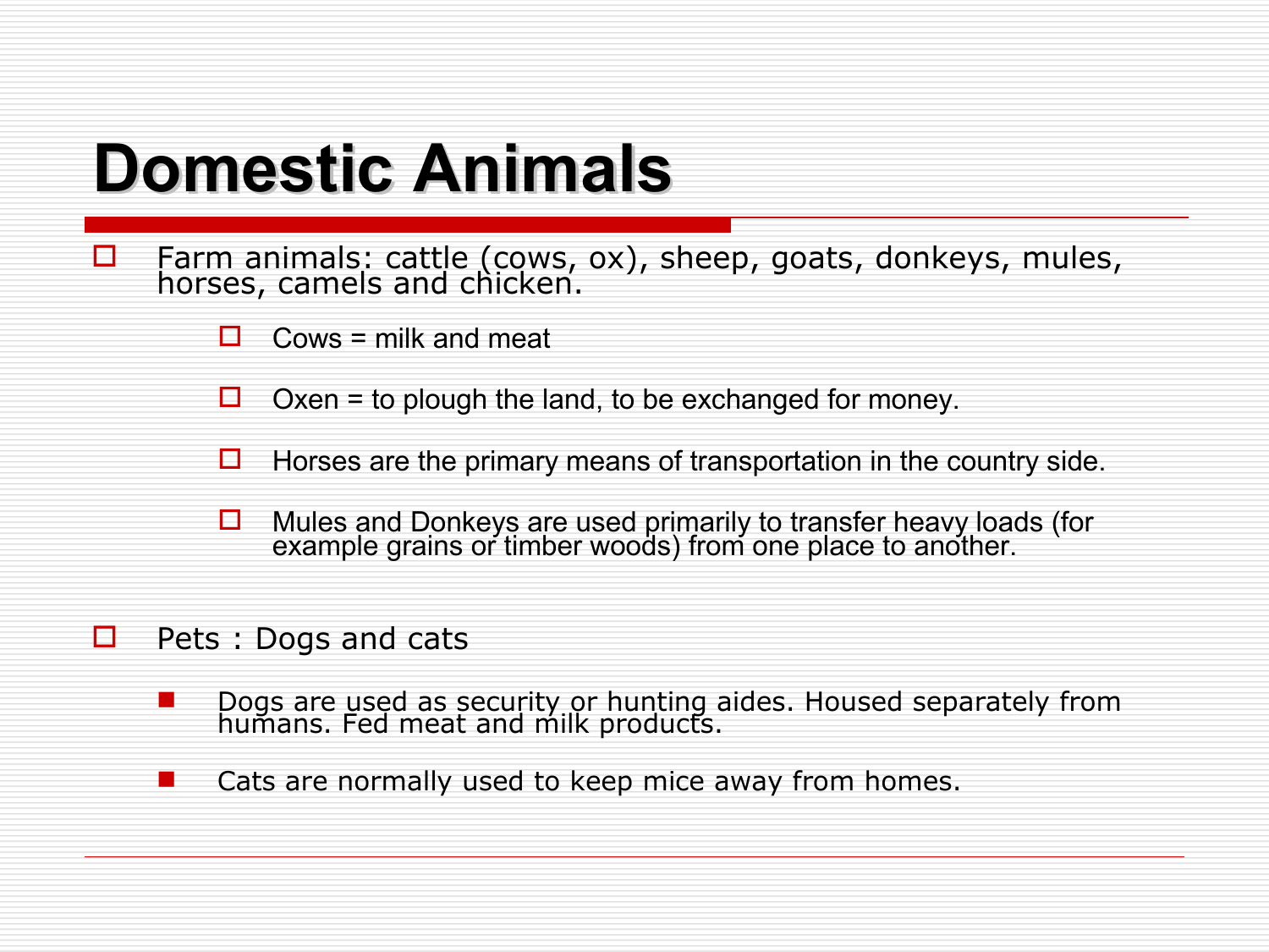# Domestic Animals

- Farm animals: cattle (cows, ox), sheep, goats, donkeys, mules, horses, camels and chicken.
  - Cows = milk and meat
  - Oxen = to plough the land, to be exchanged for money.
  - Horses are the primary means of transportation in the country side.
  - Mules and Donkeys are used primarily to transfer heavy loads (for example grains or timber woods) from one place to another.
- Pets : Dogs and cats
  - Dogs are used as security or hunting aides. Housed separately from humans. Fed meat and milk products.
  - Cats are normally used to keep mice away from homes.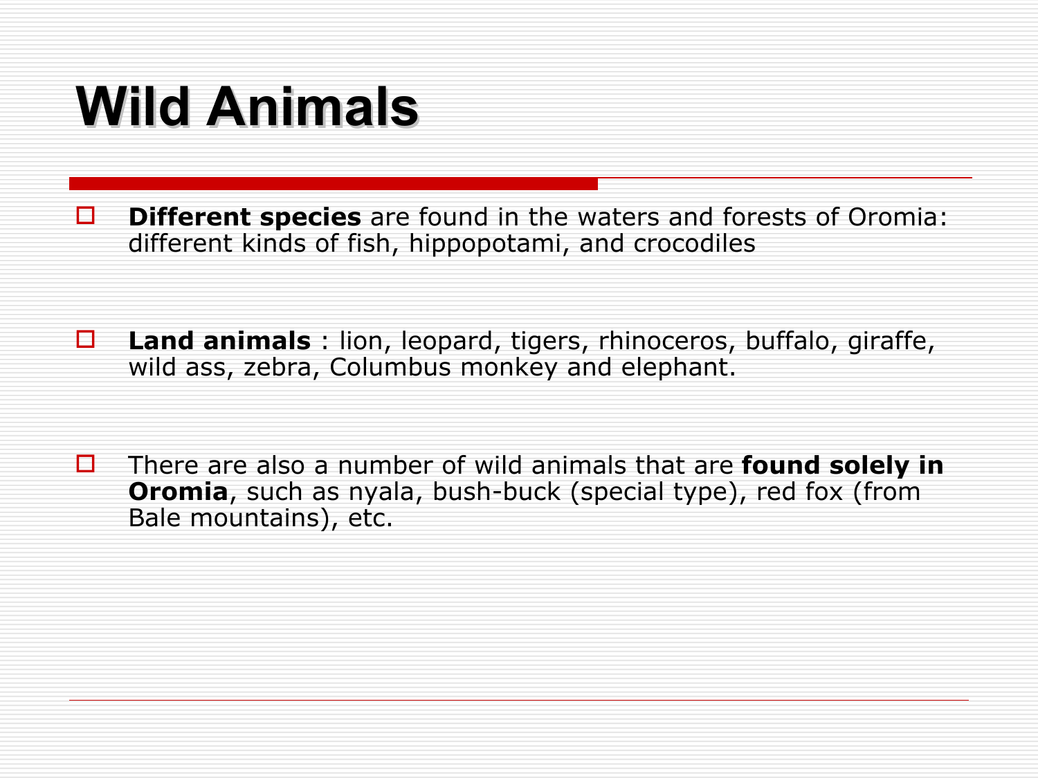# Wild Animals

- **Different species** are found in the waters and forests of Oromia: different kinds of fish, hippopotami, and crocodiles

- **Land animals** : lion, leopard, tigers, rhinoceros, buffalo, giraffe, wild ass, zebra, Columbus monkey and elephant.

- There are also a number of wild animals that are **found solely in Oromia**, such as nyala, bush-buck (special type), red fox (from Bale mountains), etc.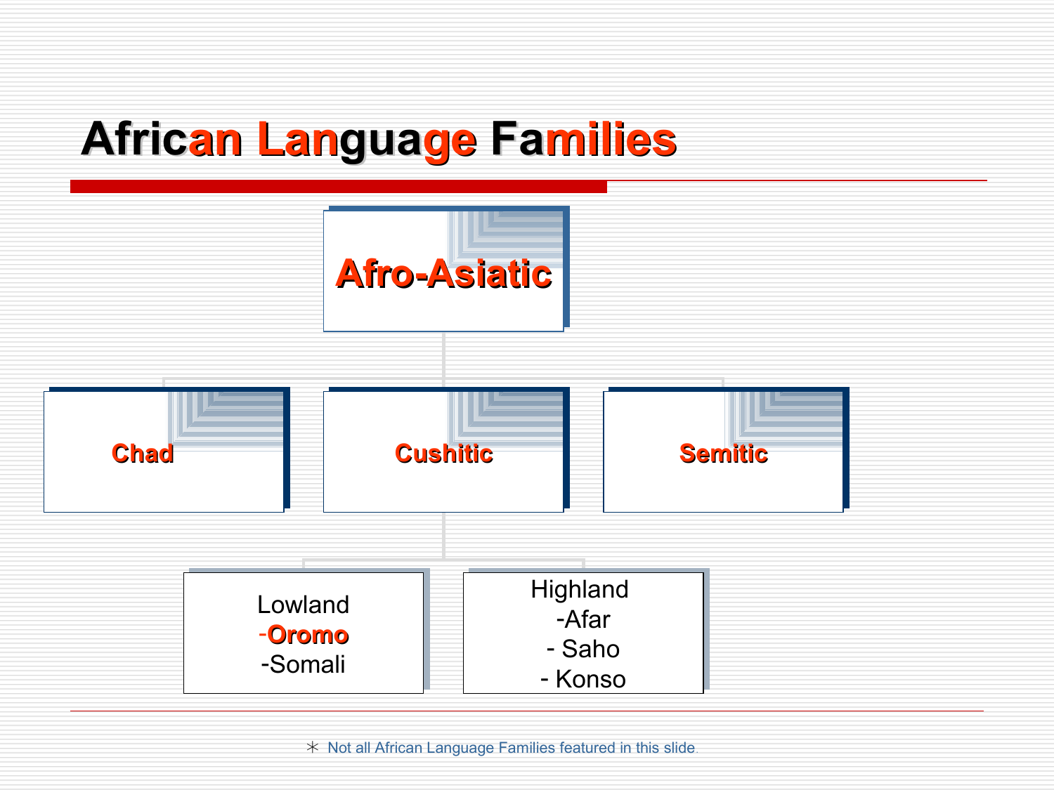# African Language Families

**Afro-Asiatic**

- **Chad**
- **Cushitic**
  - Lowland
    - **Oromo**
    - Somali
  - Highland
    - Afar
    - Saho
    - Konso
- **Semitic**

* Not all African Language Families featured in this slide.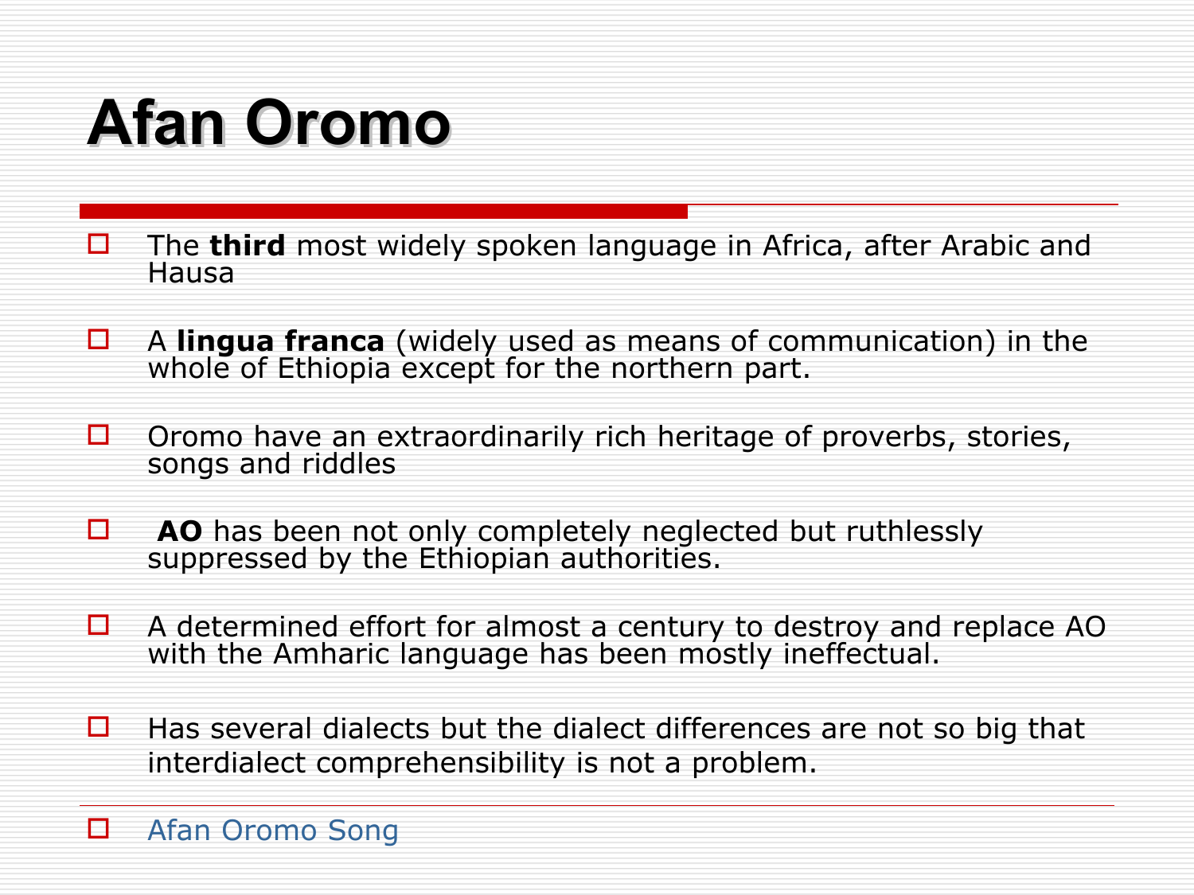# Afan Oromo

- The **third** most widely spoken language in Africa, after Arabic and Hausa
- A **lingua franca** (widely used as means of communication) in the whole of Ethiopia except for the northern part.
- Oromo have an extraordinarily rich heritage of proverbs, stories, songs and riddles
- **AO** has been not only completely neglected but ruthlessly suppressed by the Ethiopian authorities.
- A determined effort for almost a century to destroy and replace AO with the Amharic language has been mostly ineffectual.
- Has several dialects but the dialect differences are not so big that interdialect comprehensibility is not a problem.

---

- Afan Oromo Song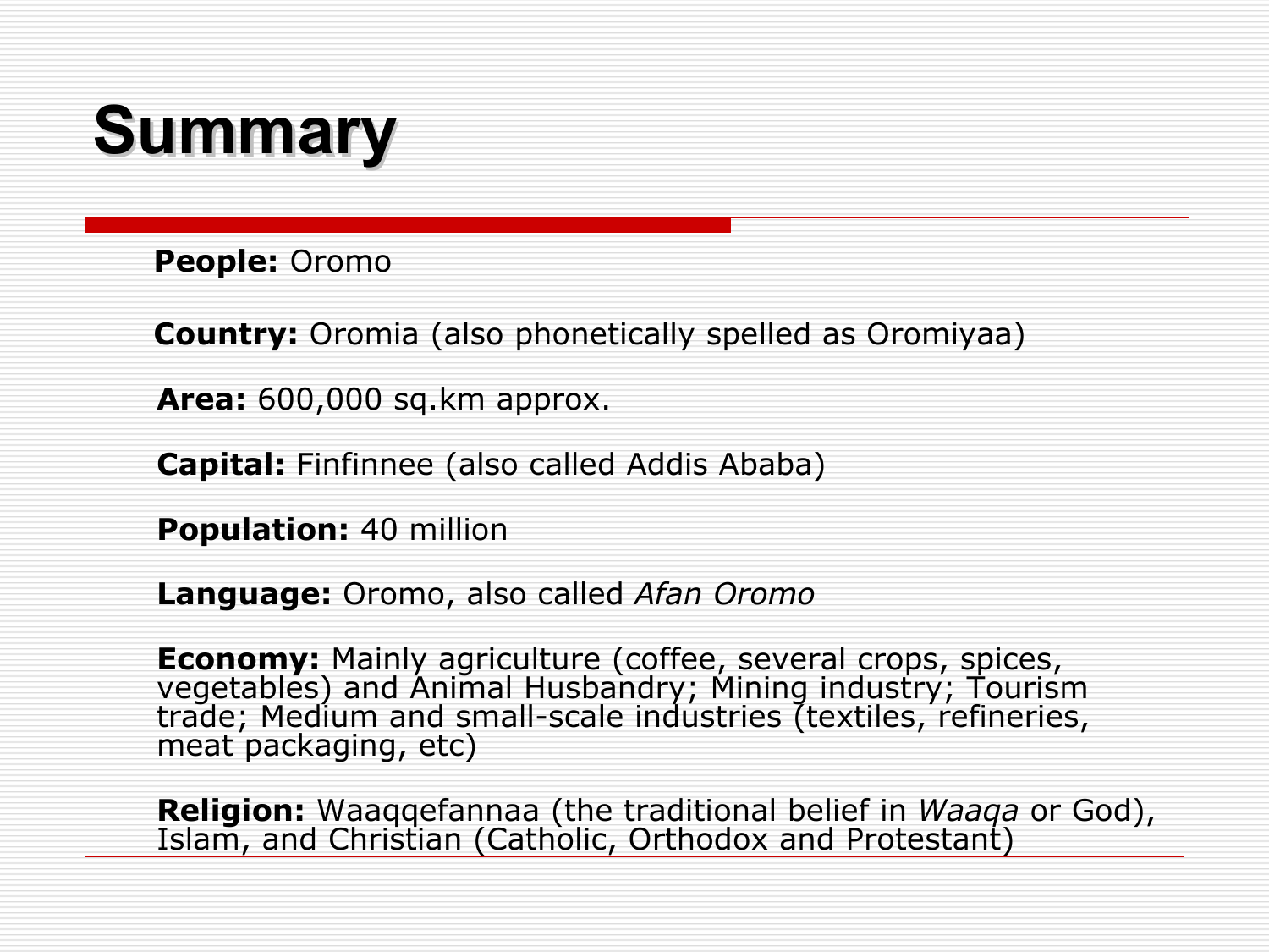# Summary

**People:** Oromo

**Country:** Oromia (also phonetically spelled as Oromiyaa)

**Area:** 600,000 sq.km approx.

**Capital:** Finfinnee (also called Addis Ababa)

**Population:** 40 million

**Language:** Oromo, also called *Afan Oromo*

**Economy:** Mainly agriculture (coffee, several crops, spices, vegetables) and Animal Husbandry; Mining industry; Tourism trade; Medium and small-scale industries (textiles, refineries, meat packaging, etc)

**Religion:** Waaqqefannaa (the traditional belief in *Waaqa* or God), Islam, and Christian (Catholic, Orthodox and Protestant)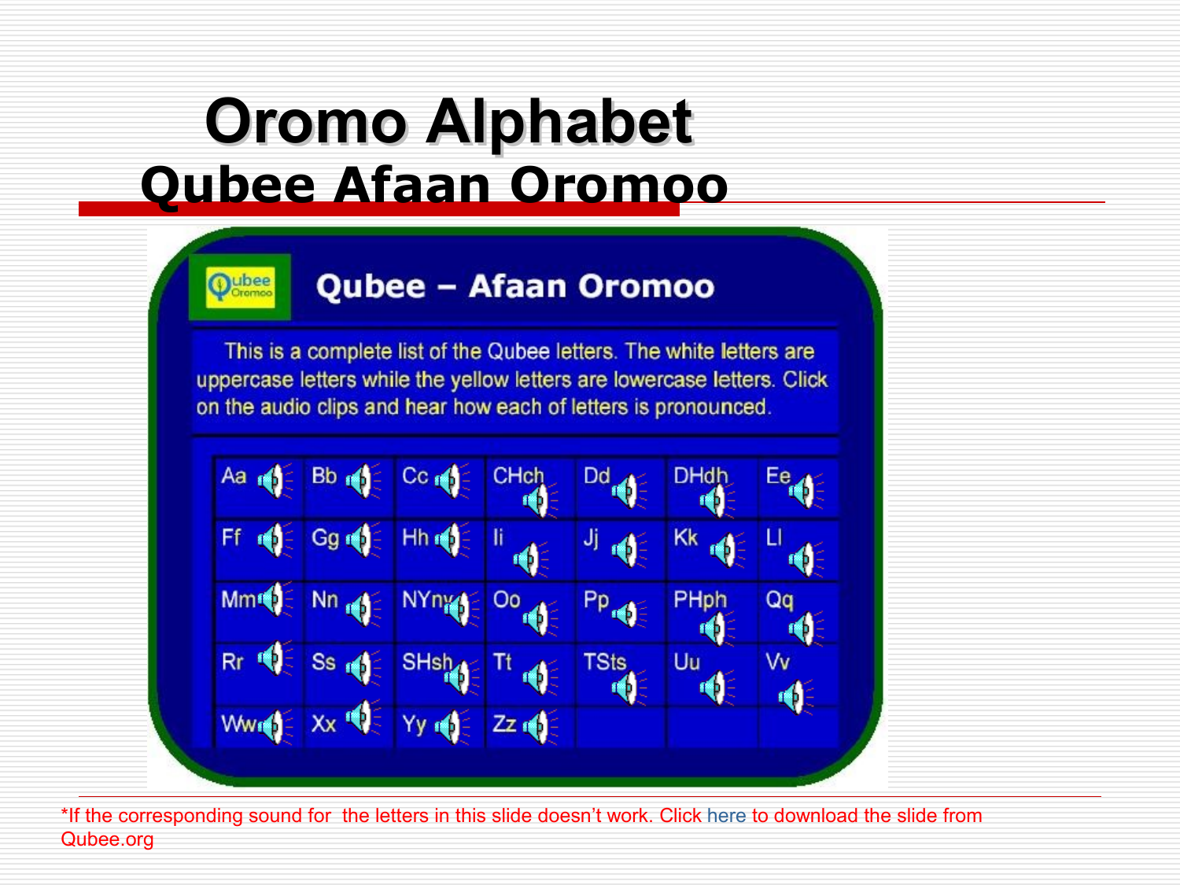# Oromo Alphabet

## Qubee Afaan Oromoo

**Qubee – Afaan Oromoo**

This is a complete list of the Qubee letters. The white letters are uppercase letters while the yellow letters are lowercase letters. Click on the audio clips and hear how each of letters is pronounced.

| | | | | | | |
|---|---|---|---|---|---|---|
| Aa | Bb | Cc | CHch | Dd | DHdh | Ee |
| Ff | Gg | Hh | Ii | Jj | Kk | Ll |
| Mm | Nn | NYny | Oo | Pp | PHph | Qq |
| Rr | Ss | SHsh | Tt | TSts | Uu | Vv |
| Ww | Xx | Yy | Zz | | | |

*If the corresponding sound for the letters in this slide doesn't work. Click here to download the slide from Qubee.org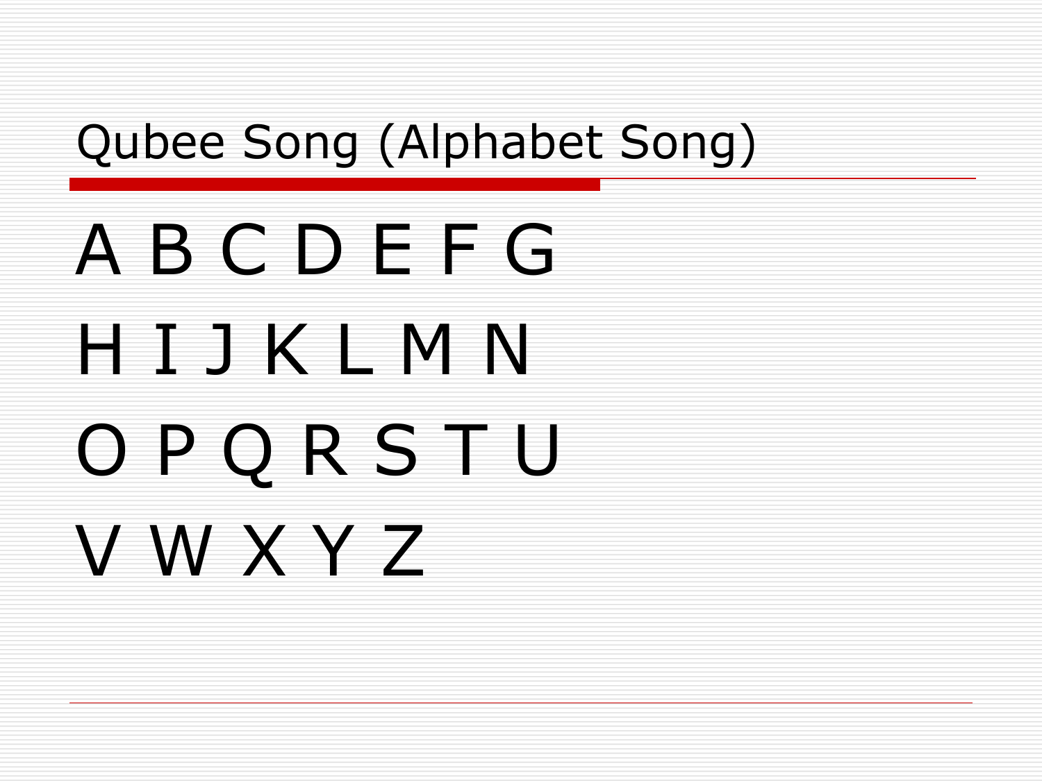# Qubee Song (Alphabet Song)

A B C D E F G

H I J K L M N

O P Q R S T U

V W X Y Z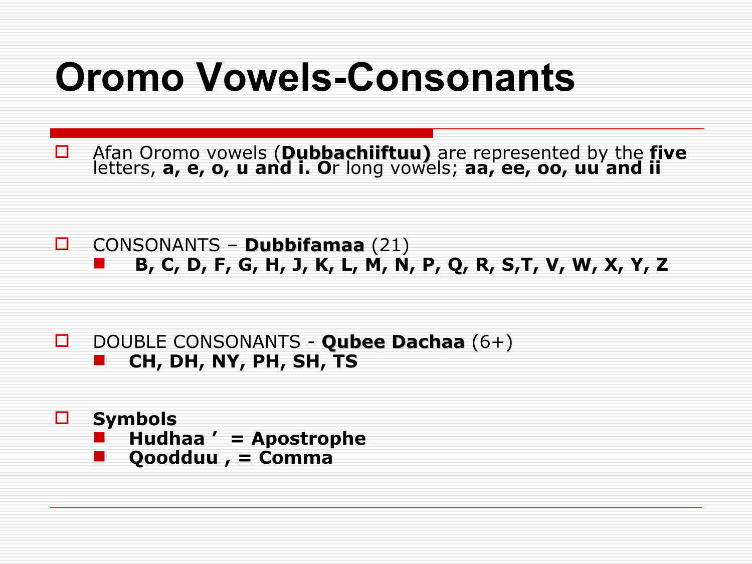# Oromo Vowels-Consonants

- Afan Oromo vowels (**Dubbachiiftuu)** are represented by the **five** letters, **a, e, o, u and i. O**r long vowels; **aa, ee, oo, uu and ii**

- CONSONANTS – **Dubbifamaa** (21)
  - **B, C, D, F, G, H, J, K, L, M, N, P, Q, R, S,T, V, W, X, Y, Z**

- DOUBLE CONSONANTS - **Qubee Dachaa** (6+)
  - **CH, DH, NY, PH, SH, TS**

- **Symbols**
  - **Hudhaa ʼ = Apostrophe**
  - **Qoodduu , = Comma**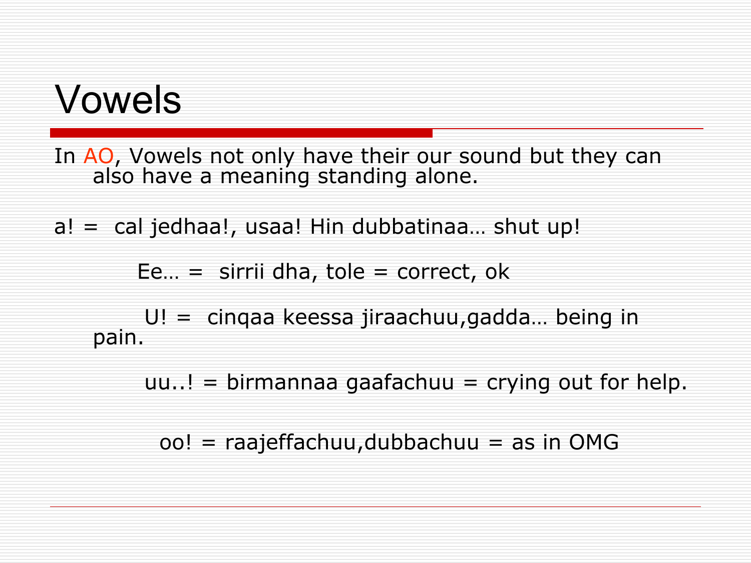# Vowels

In AO, Vowels not only have their our sound but they can also have a meaning standing alone.

a! = cal jedhaa!, usaa! Hin dubbatinaa… shut up!

Ee… = sirrii dha, tole = correct, ok

U! = cinqaa keessa jiraachuu,gadda… being in pain.

uu..! = birmannaa gaafachuu = crying out for help.

oo! = raajeffachuu,dubbachuu = as in OMG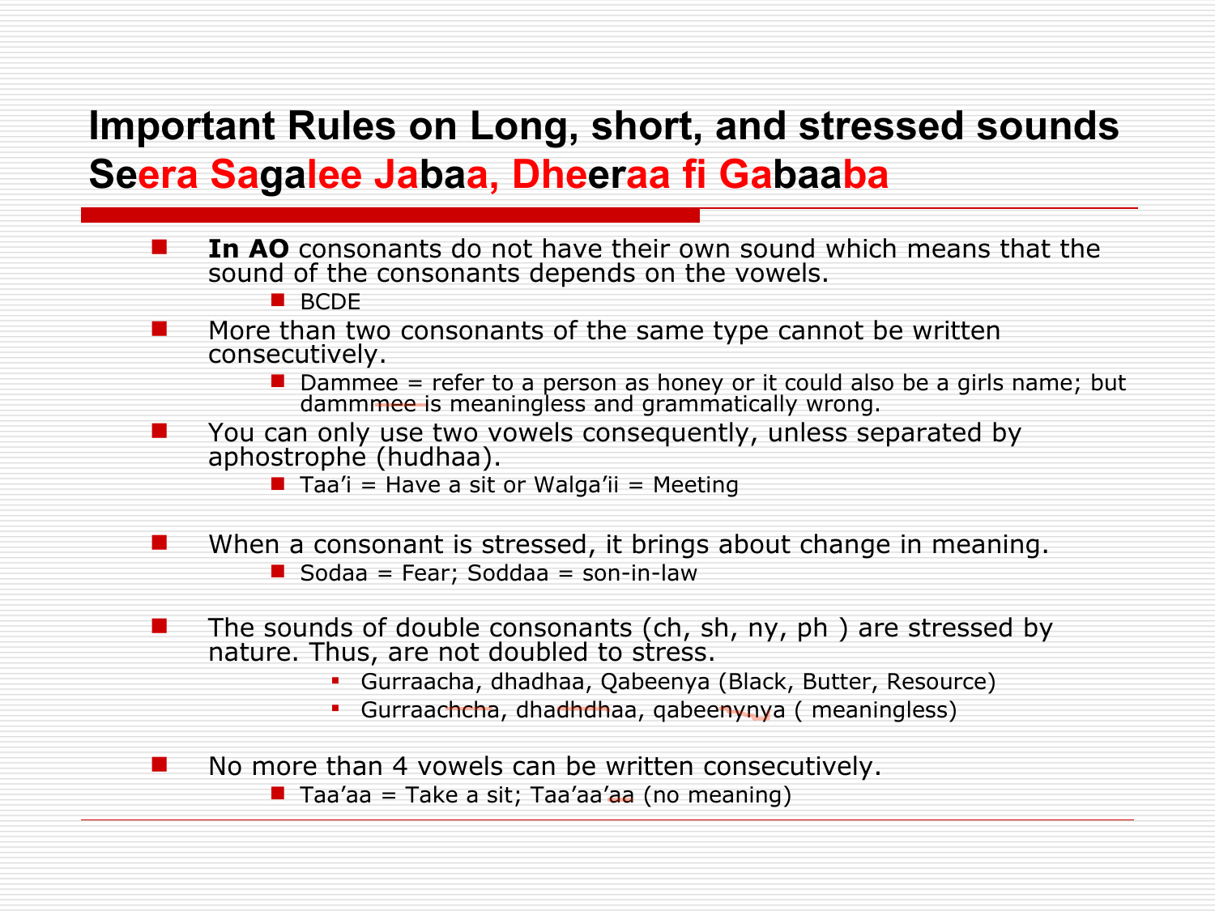## Important Rules on Long, short, and stressed sounds
## Seera Sagalee Jabaa, Dheeraa fi Gabaaba

- **In AO** consonants do not have their own sound which means that the sound of the consonants depends on the vowels.
  - BCDE
- More than two consonants of the same type cannot be written consecutively.
  - Dammee = refer to a person as honey or it could also be a girls name; but dammmee is meaningless and grammatically wrong.
- You can only use two vowels consequently, unless separated by aphostrophe (hudhaa).
  - Taa'i = Have a sit or Walga'ii = Meeting
- When a consonant is stressed, it brings about change in meaning.
  - Sodaa = Fear; Soddaa = son-in-law
- The sounds of double consonants (ch, sh, ny, ph ) are stressed by nature. Thus, are not doubled to stress.
  - Gurraacha, dhadhaa, Qabeenya (Black, Butter, Resource)
  - Gurraachcha, dhadhdhaa, qabeenynya ( meaningless)
- No more than 4 vowels can be written consecutively.
  - Taa'aa = Take a sit; Taa'aa'aa (no meaning)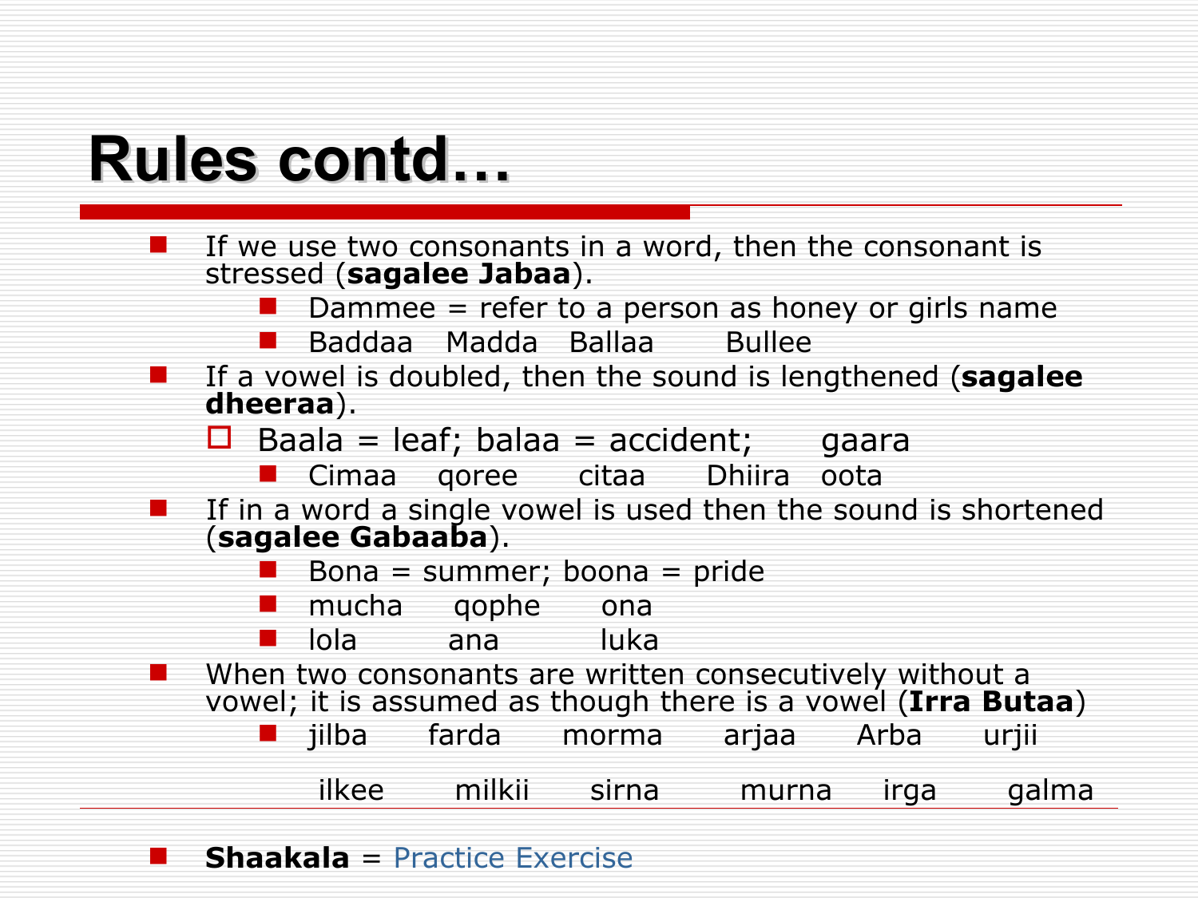# Rules contd…

- If we use two consonants in a word, then the consonant is stressed (**sagalee Jabaa**).
  - Dammee = refer to a person as honey or girls name
  - Baddaa Madda Ballaa Bullee
- If a vowel is doubled, then the sound is lengthened (**sagalee dheeraa**).
  - Baala = leaf; balaa = accident; gaara
    - Cimaa qoree citaa Dhiira oota
- If in a word a single vowel is used then the sound is shortened (**sagalee Gabaaba**).
  - Bona = summer; boona = pride
  - mucha qophe ona
  - lola ana luka
- When two consonants are written consecutively without a vowel; it is assumed as though there is a vowel (**Irra Butaa**)
  - jilba farda morma arjaa Arba urjii

    ilkee milkii sirna murna irga galma

- **Shaakala** = Practice Exercise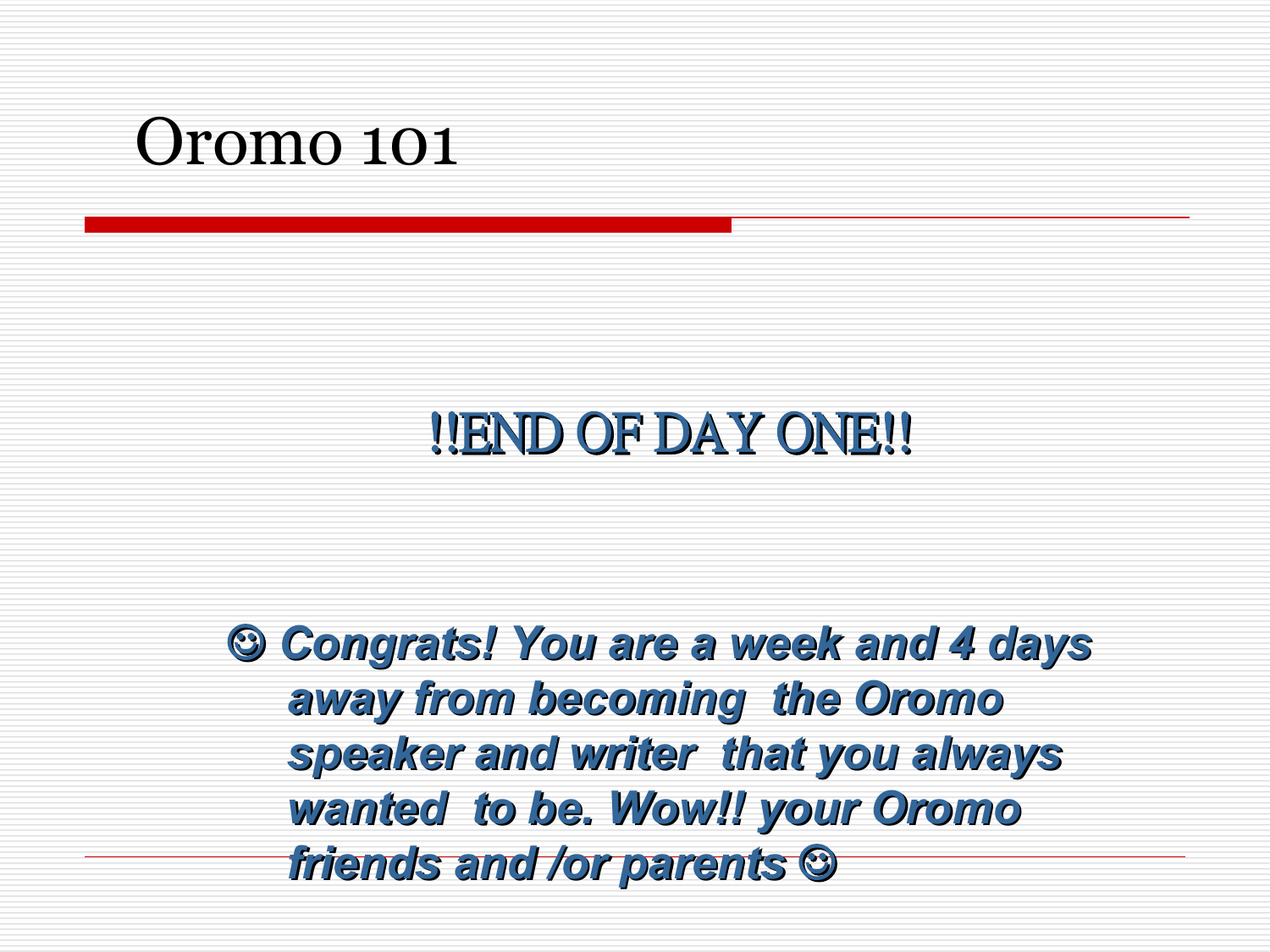# Oromo 101

## !!END OF DAY ONE!!

☺ ***Congrats! You are a week and 4 days away from becoming the Oromo speaker and writer that you always wanted to be. Wow!! your Oromo friends and /or parents*** ☺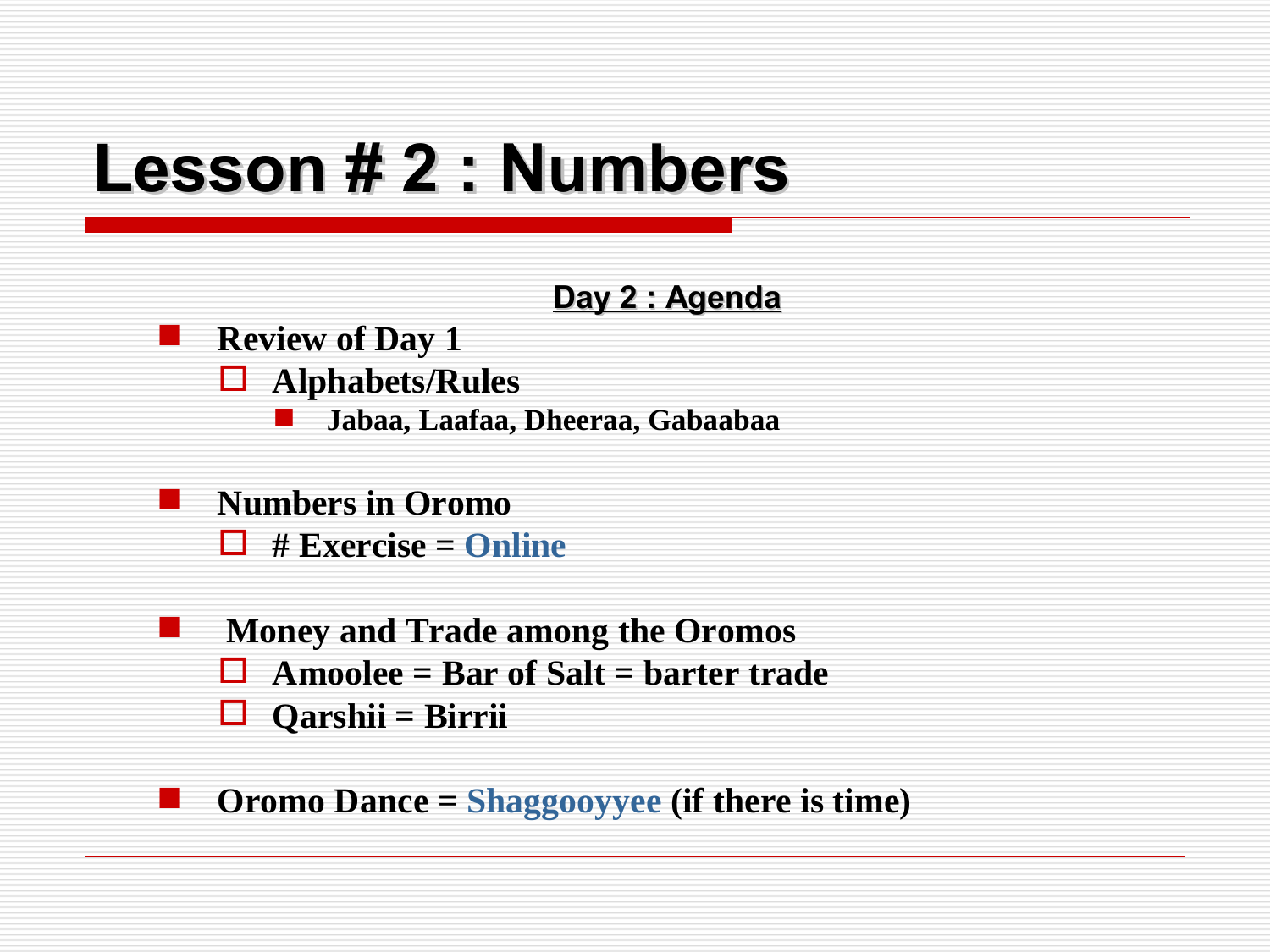# Lesson # 2 : Numbers

**Day 2 : Agenda**

- **Review of Day 1**
  - **Alphabets/Rules**
    - **Jabaa, Laafaa, Dheeraa, Gabaabaa**
- **Numbers in Oromo**
  - **# Exercise = Online**
- **Money and Trade among the Oromos**
  - **Amoolee = Bar of Salt = barter trade**
  - **Qarshii = Birrii**
- **Oromo Dance = Shaggooyyee (if there is time)**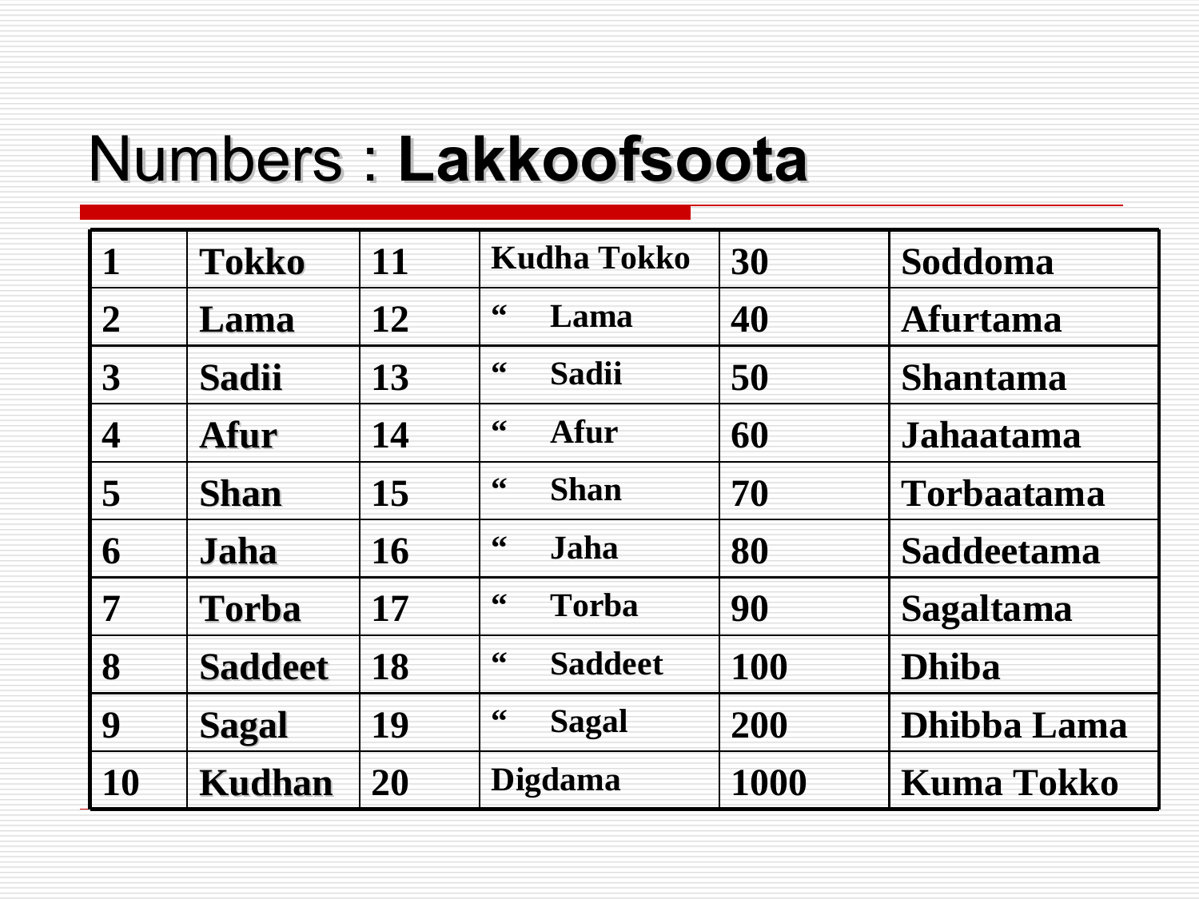# Numbers : **Lakkoofsoota**

| 1 | Tokko | 11 | Kudha Tokko | 30 | Soddoma |
|---|---|---|---|---|---|
| 2 | Lama | 12 | “ Lama | 40 | Afurtama |
| 3 | Sadii | 13 | “ Sadii | 50 | Shantama |
| 4 | Afur | 14 | “ Afur | 60 | Jahaatama |
| 5 | Shan | 15 | “ Shan | 70 | Torbaatama |
| 6 | Jaha | 16 | “ Jaha | 80 | Saddeetama |
| 7 | Torba | 17 | “ Torba | 90 | Sagaltama |
| 8 | Saddeet | 18 | “ Saddeet | 100 | Dhiba |
| 9 | Sagal | 19 | “ Sagal | 200 | Dhibba Lama |
| 10 | Kudhan | 20 | Digdama | 1000 | Kuma Tokko |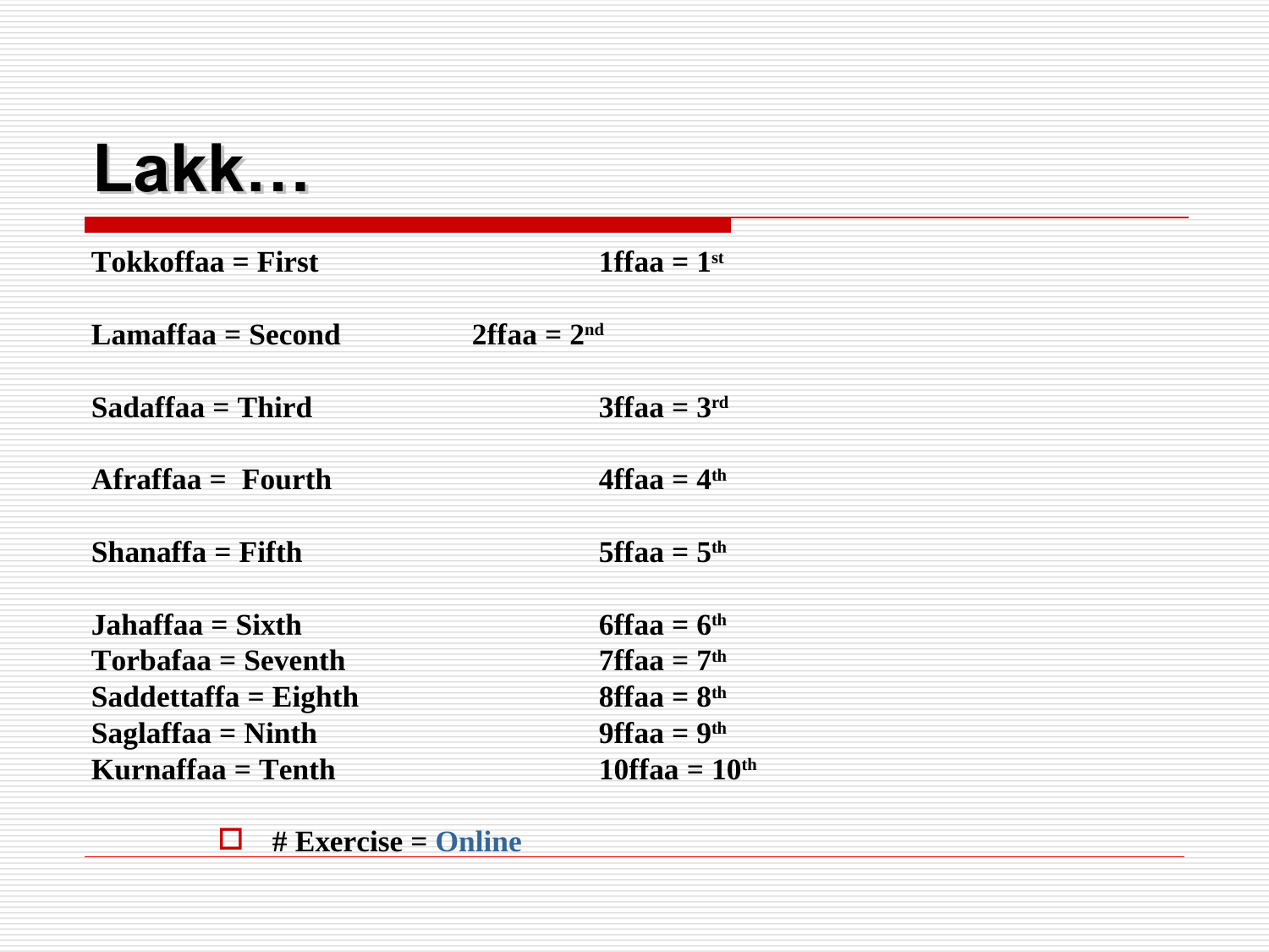# Lakk…

| | |
|---|---|
| **Tokkoffaa = First** | **1ffaa = 1st** |
| **Lamaffaa = Second** | **2ffaa = 2nd** |
| **Sadaffaa = Third** | **3ffaa = 3rd** |
| **Afraffaa = Fourth** | **4ffaa = 4th** |
| **Shanaffa = Fifth** | **5ffaa = 5th** |
| **Jahaffaa = Sixth** | **6ffaa = 6th** |
| **Torbafaa = Seventh** | **7ffaa = 7th** |
| **Saddettaffa = Eighth** | **8ffaa = 8th** |
| **Saglaffaa = Ninth** | **9ffaa = 9th** |
| **Kurnaffaa = Tenth** | **10ffaa = 10th** |

- **# Exercise = Online**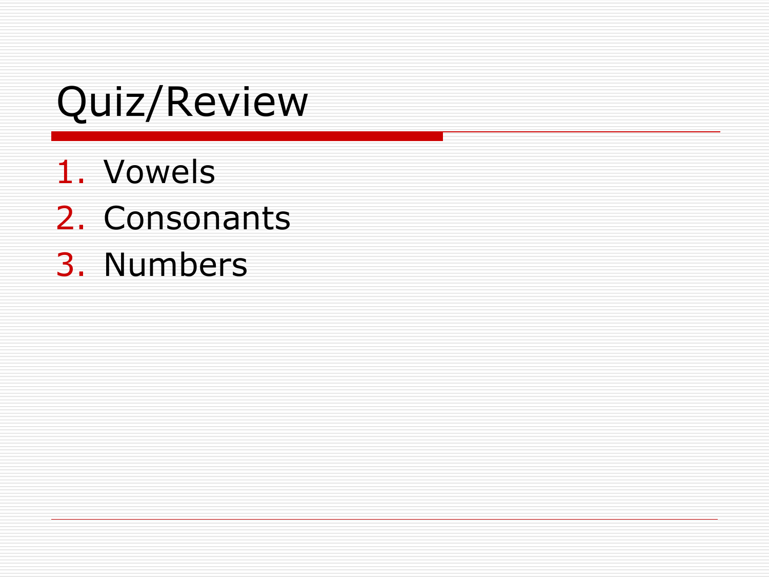# Quiz/Review

1. Vowels
2. Consonants
3. Numbers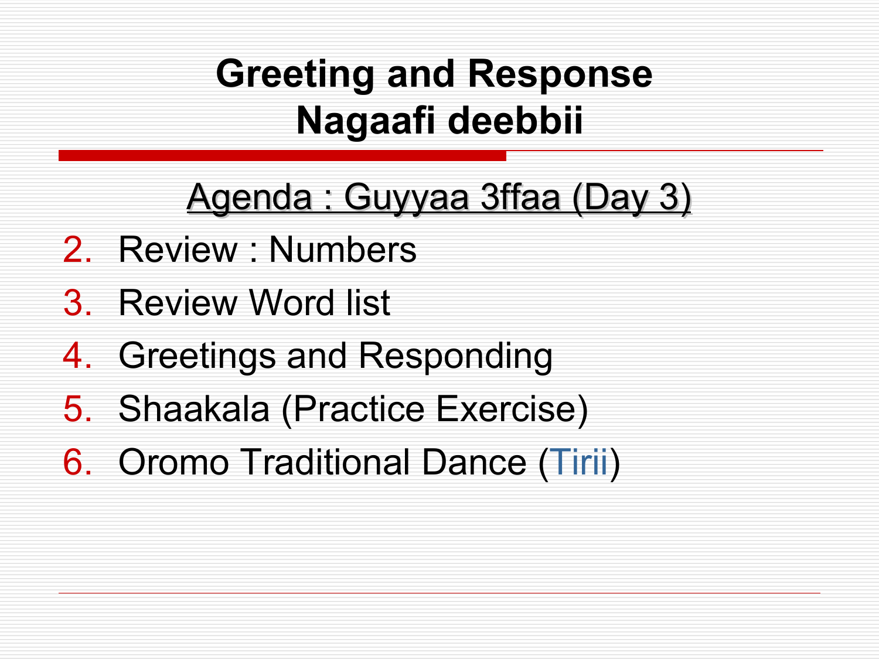# Greeting and Response
# Nagaafi deebbii

Agenda : Guyyaa 3ffaa (Day 3)

2. Review : Numbers
3. Review Word list
4. Greetings and Responding
5. Shaakala (Practice Exercise)
6. Oromo Traditional Dance (Tirii)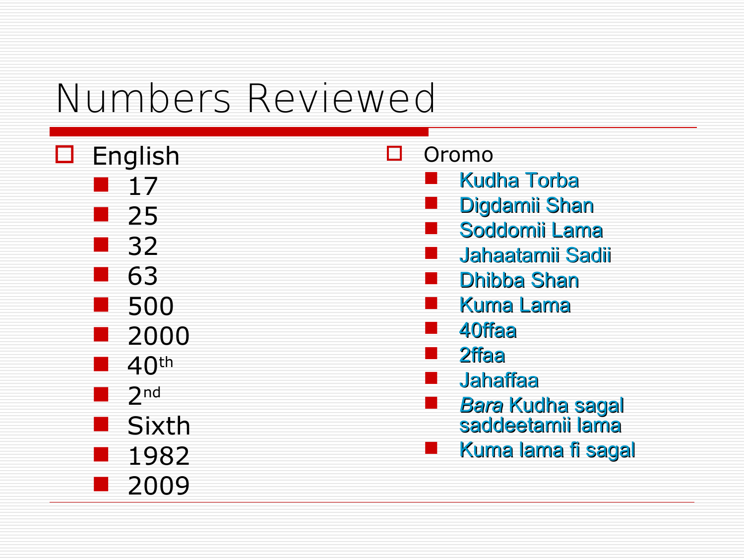# Numbers Reviewed

- English
  - 17
  - 25
  - 32
  - 63
  - 500
  - 2000
  - 40th
  - 2nd
  - Sixth
  - 1982
  - 2009

- Oromo
  - Kudha Torba
  - Digdamii Shan
  - Soddomii Lama
  - Jahaatamii Sadii
  - Dhibba Shan
  - Kuma Lama
  - 40ffaa
  - 2ffaa
  - Jahaffaa
  - *Bara* Kudha sagal saddeetamii lama
  - Kuma lama fi sagal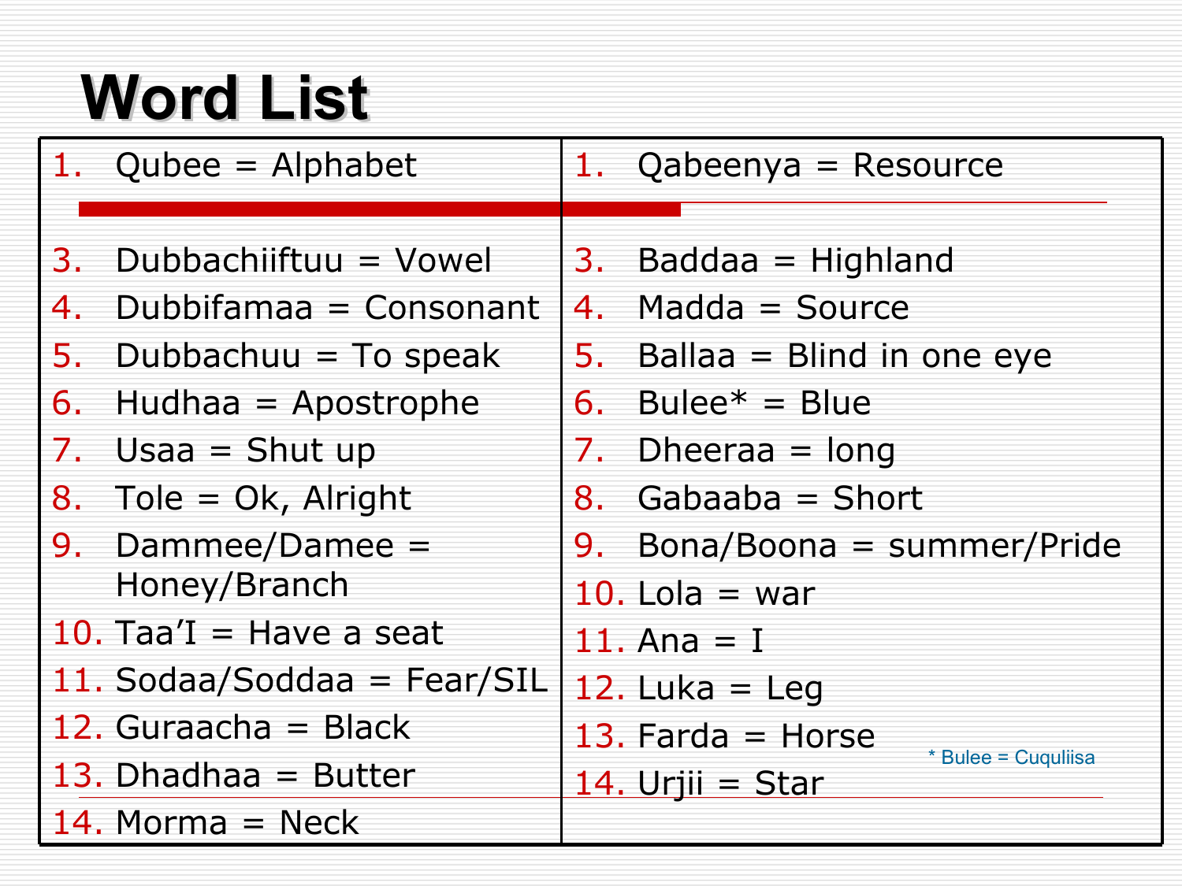# Word List

| | |
|---|---|
| 1. Qubee = Alphabet | 1. Qabeenya = Resource |
| 3. Dubbachiiftuu = Vowel | 3. Baddaa = Highland |
| 4. Dubbifamaa = Consonant | 4. Madda = Source |
| 5. Dubbachuu = To speak | 5. Ballaa = Blind in one eye |
| 6. Hudhaa = Apostrophe | 6. Bulee* = Blue |
| 7. Usaa = Shut up | 7. Dheeraa = long |
| 8. Tole = Ok, Alright | 8. Gabaaba = Short |
| 9. Dammee/Damee = Honey/Branch | 9. Bona/Boona = summer/Pride |
| 10. Taa'I = Have a seat | 10. Lola = war |
| 11. Sodaa/Soddaa = Fear/SIL | 11. Ana = I |
| 12. Guraacha = Black | 12. Luka = Leg |
| 13. Dhadhaa = Butter | 13. Farda = Horse |
| 14. Morma = Neck | 14. Urjii = Star |

\* Bulee = Cuquliisa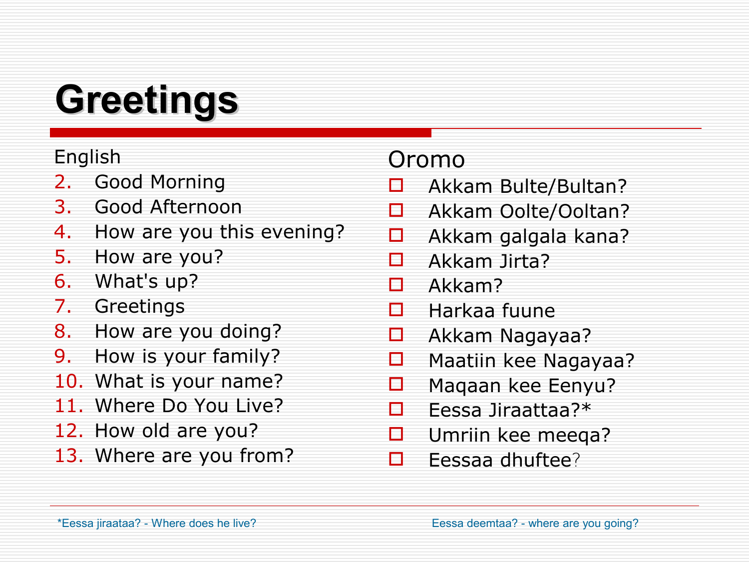# Greetings

| English | Oromo |
|---|---|
| 2. Good Morning | Akkam Bulte/Bultan? |
| 3. Good Afternoon | Akkam Oolte/Ooltan? |
| 4. How are you this evening? | Akkam galgala kana? |
| 5. How are you? | Akkam Jirta? |
| 6. What's up? | Akkam? |
| 7. Greetings | Harkaa fuune |
| 8. How are you doing? | Akkam Nagayaa? |
| 9. How is your family? | Maatiin kee Nagayaa? |
| 10. What is your name? | Maqaan kee Eenyu? |
| 11. Where Do You Live? | Eessa Jiraattaa?* |
| 12. How old are you? | Umriin kee meeqa? |
| 13. Where are you from? | Eessaa dhuftee? |

*Eessa jiraataa? - Where does he live?

Eessa deemtaa? - where are you going?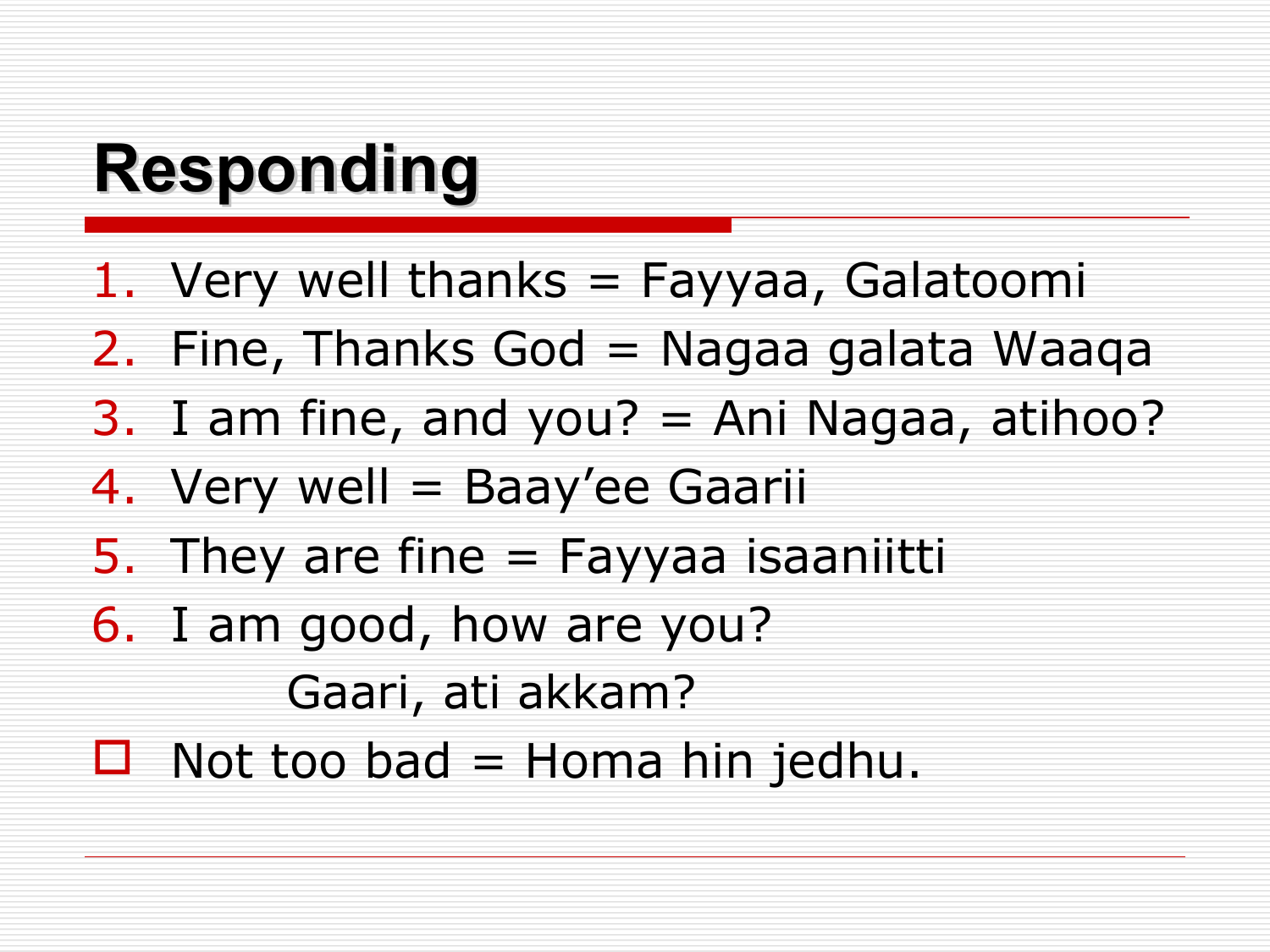# Responding

1. Very well thanks = Fayyaa, Galatoomi
2. Fine, Thanks God = Nagaa galata Waaqa
3. I am fine, and you? = Ani Nagaa, atihoo?
4. Very well = Baay'ee Gaarii
5. They are fine = Fayyaa isaaniitti
6. I am good, how are you?

   Gaari, ati akkam?

- Not too bad = Homa hin jedhu.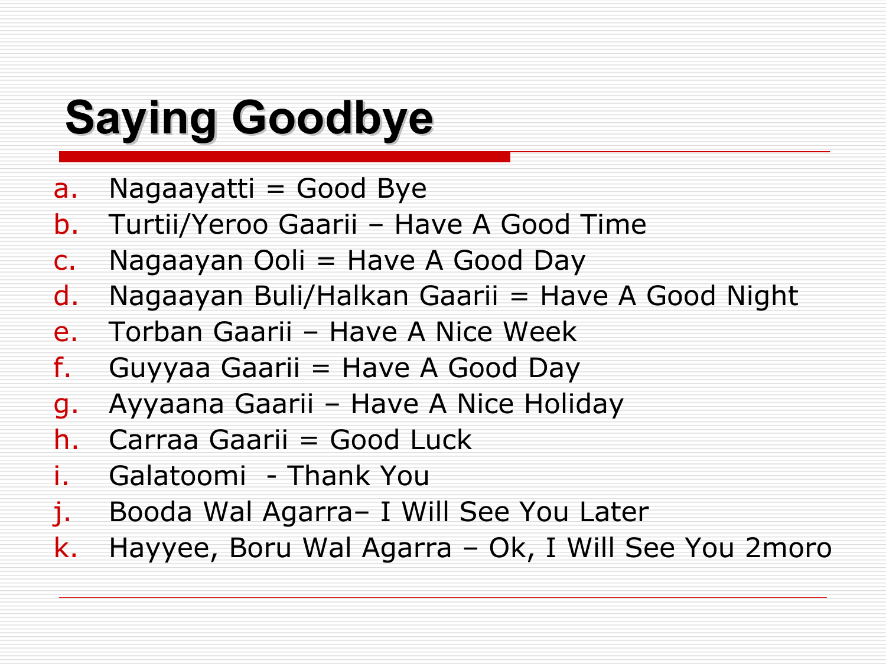# Saying Goodbye

a. Nagaayatti = Good Bye
b. Turtii/Yeroo Gaarii – Have A Good Time
c. Nagaayan Ooli = Have A Good Day
d. Nagaayan Buli/Halkan Gaarii = Have A Good Night
e. Torban Gaarii – Have A Nice Week
f. Guyyaa Gaarii = Have A Good Day
g. Ayyaana Gaarii – Have A Nice Holiday
h. Carraa Gaarii = Good Luck
i. Galatoomi - Thank You
j. Booda Wal Agarra– I Will See You Later
k. Hayyee, Boru Wal Agarra – Ok, I Will See You 2moro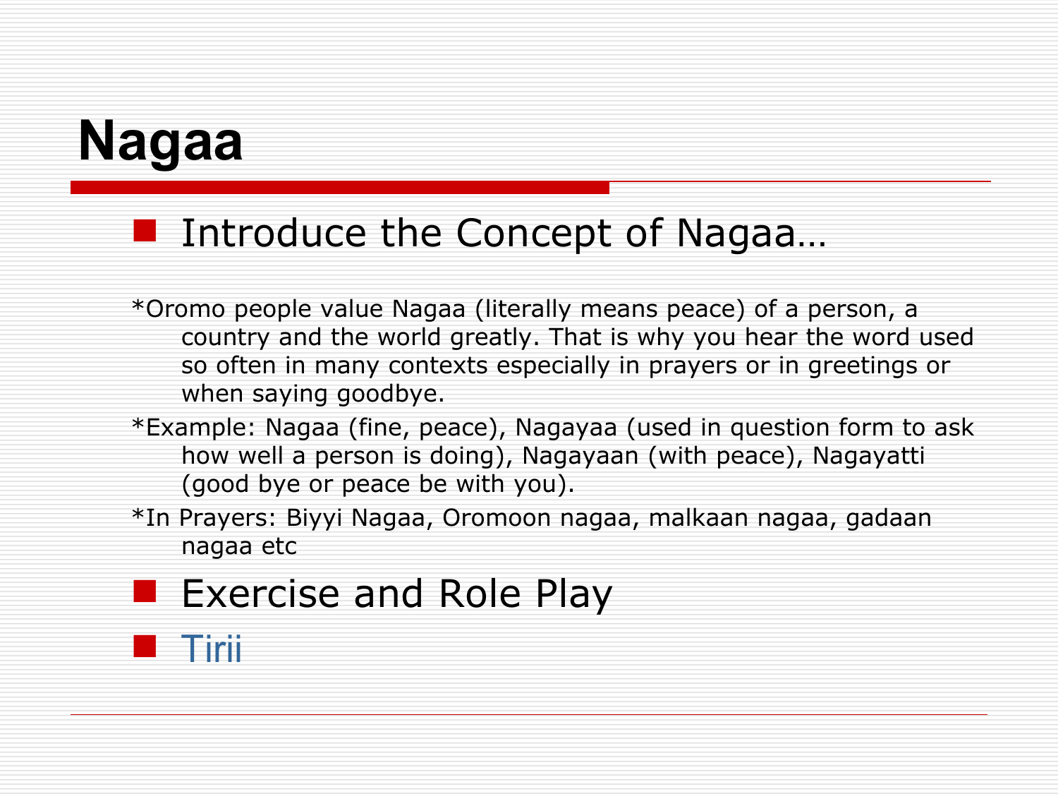# Nagaa

- Introduce the Concept of Nagaa…

*Oromo people value Nagaa (literally means peace) of a person, a country and the world greatly. That is why you hear the word used so often in many contexts especially in prayers or in greetings or when saying goodbye.

*Example: Nagaa (fine, peace), Nagayaa (used in question form to ask how well a person is doing), Nagayaan (with peace), Nagayatti (good bye or peace be with you).

*In Prayers: Biyyi Nagaa, Oromoon nagaa, malkaan nagaa, gadaan nagaa etc

- Exercise and Role Play
- Tirii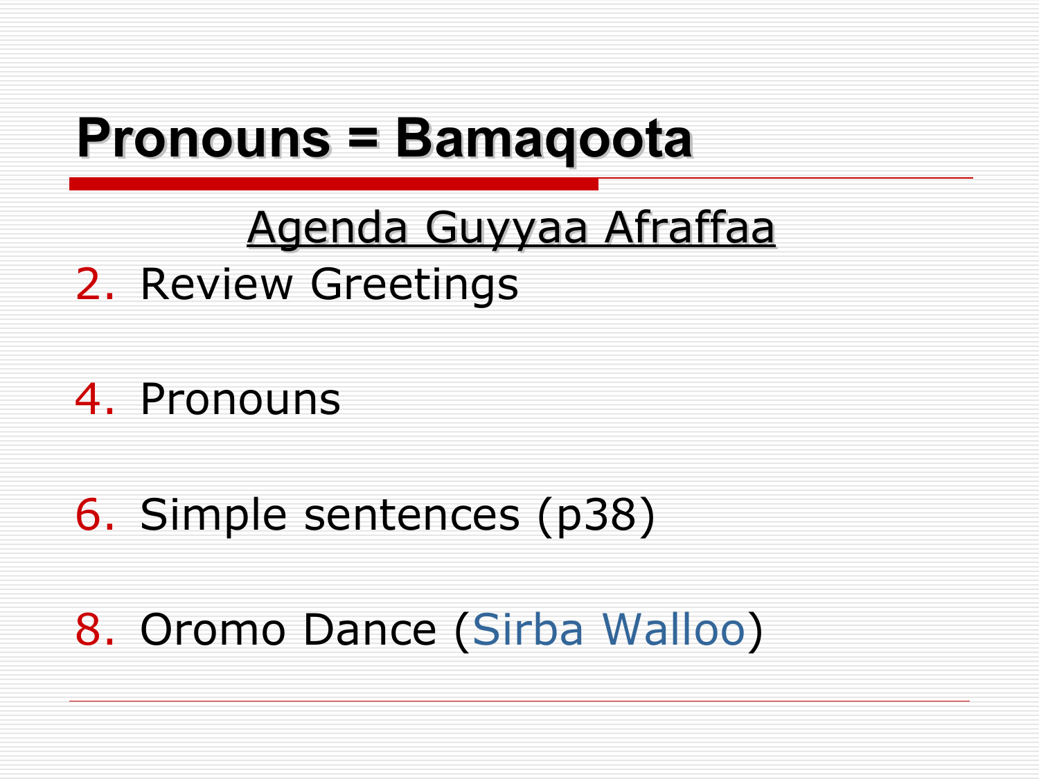# Pronouns = Bamaqoota

<u>Agenda Guyyaa Afraffaa</u>

2. Review Greetings

4. Pronouns

6. Simple sentences (p38)

8. Oromo Dance (Sirba Walloo)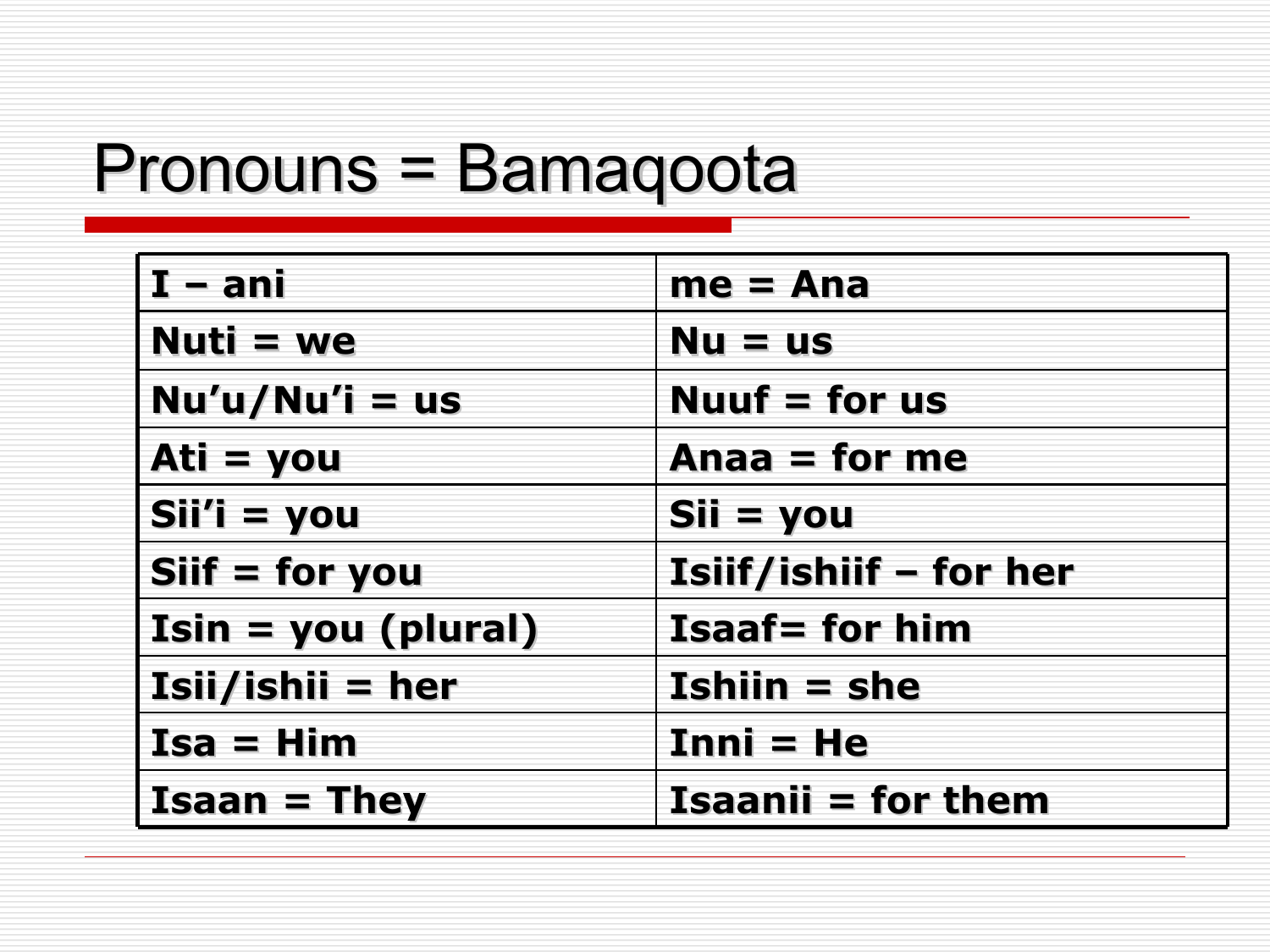# Pronouns = Bamaqoota

| I – ani | me = Ana |
|---|---|
| Nuti = we | Nu = us |
| Nu’u/Nu’i = us | Nuuf = for us |
| Ati = you | Anaa = for me |
| Sii’i = you | Sii = you |
| Siif = for you | Isiif/ishiif – for her |
| Isin = you (plural) | Isaaf= for him |
| Isii/ishii = her | Ishiin = she |
| Isa = Him | Inni = He |
| Isaan = They | Isaanii = for them |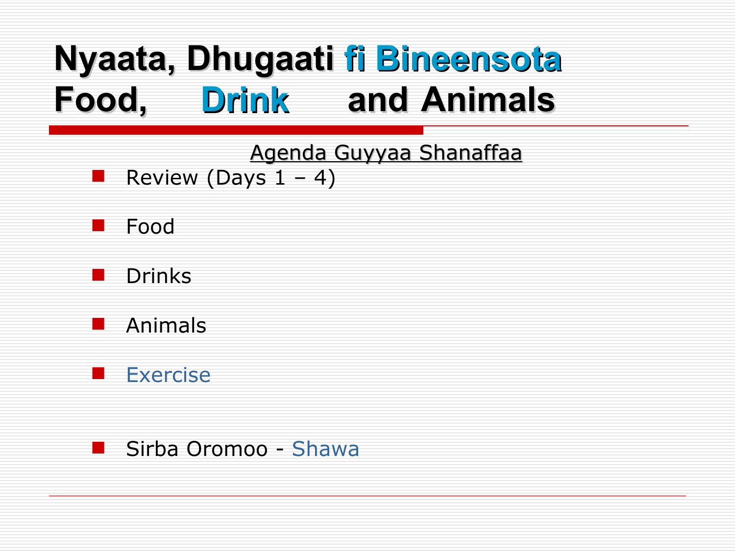# Nyaata, Dhugaati fi Bineensota
# Food, Drink and Animals

Agenda Guyyaa Shanaffaa

- Review (Days 1 – 4)
- Food
- Drinks
- Animals
- Exercise
- Sirba Oromoo - Shawa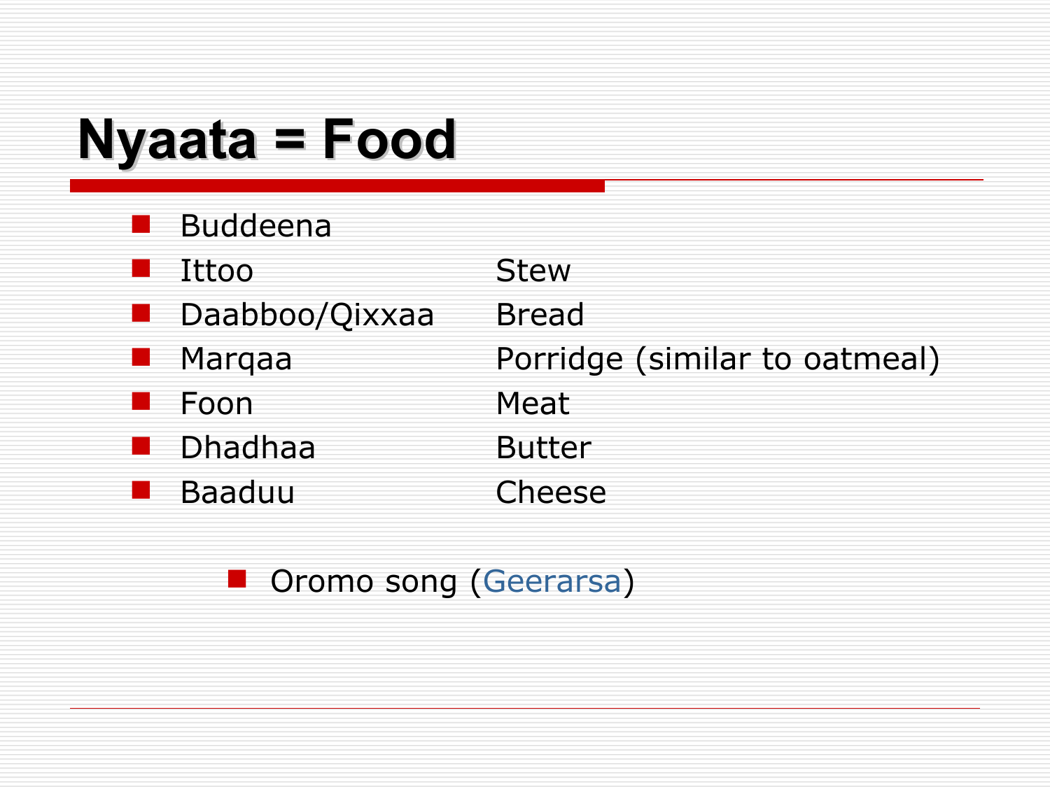# Nyaata = Food

| | |
|---|---|
| Buddeena | |
| Ittoo | Stew |
| Daabboo/Qixxaa | Bread |
| Marqaa | Porridge (similar to oatmeal) |
| Foon | Meat |
| Dhadhaa | Butter |
| Baaduu | Cheese |

- Oromo song (Geerarsa)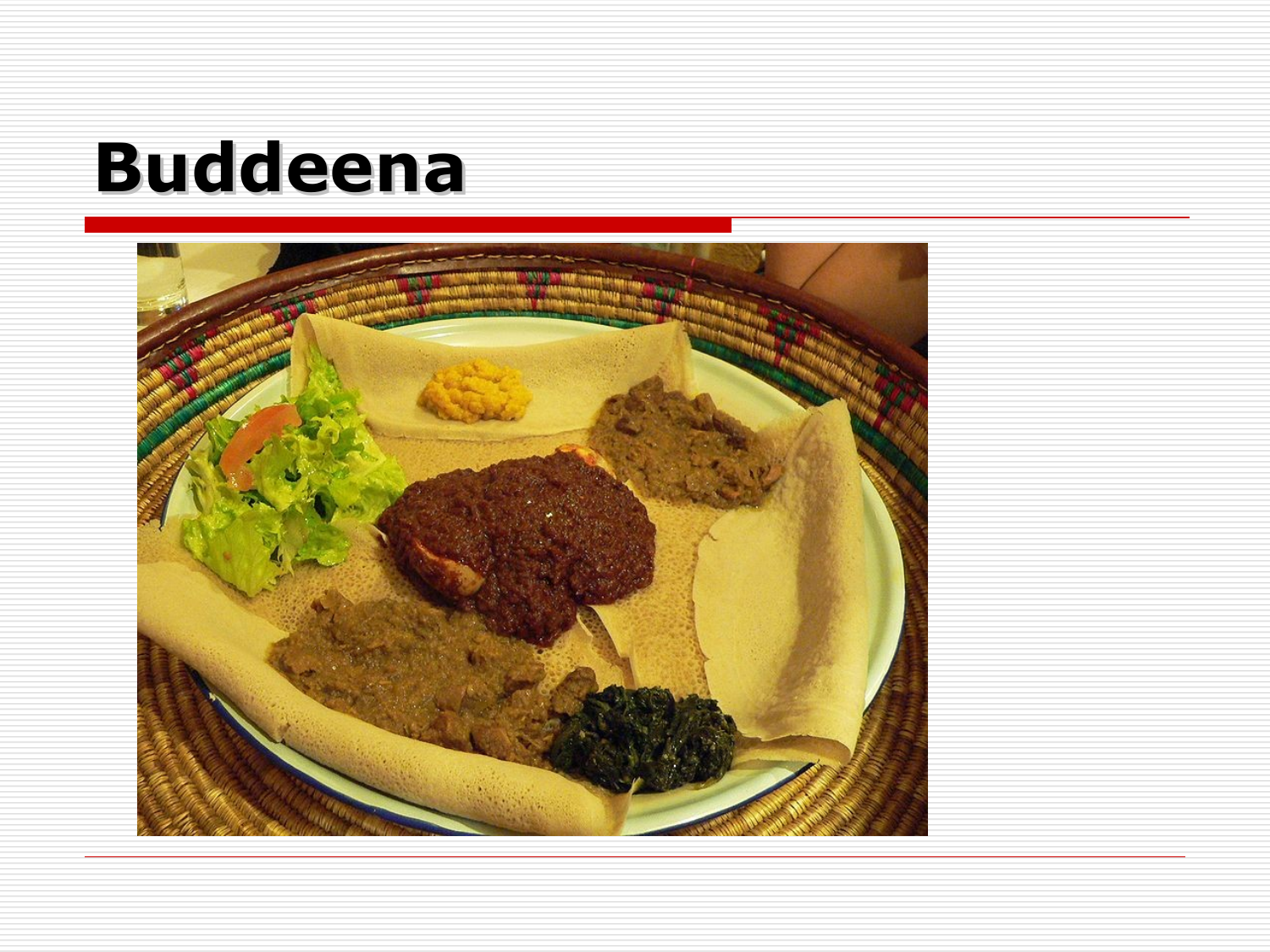# Buddeena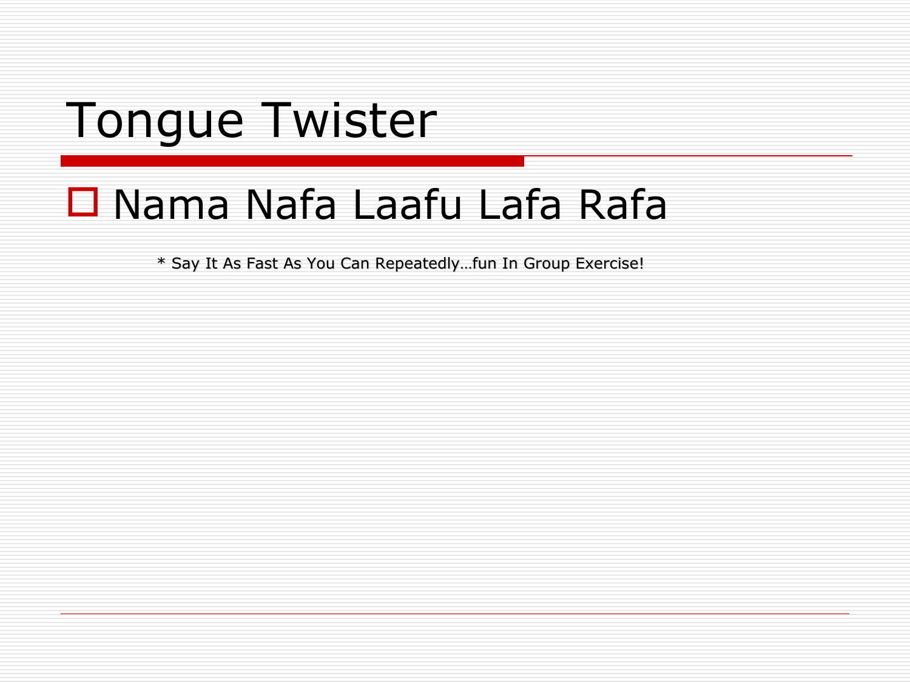# Tongue Twister

- Nama Nafa Laafu Lafa Rafa

* Say It As Fast As You Can Repeatedly…fun In Group Exercise!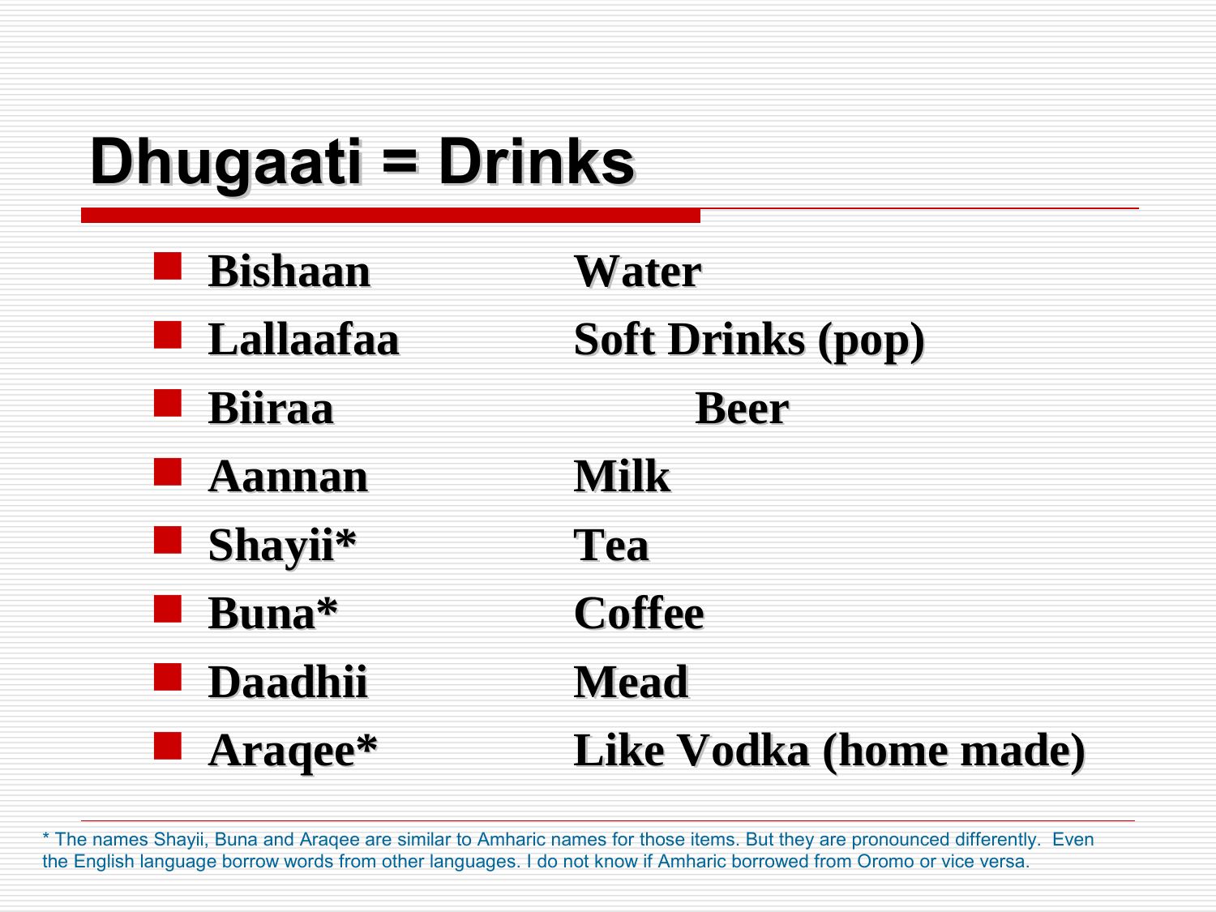# Dhugaati = Drinks

- **Bishaan** — **Water**
- **Lallaafaa** — **Soft Drinks (pop)**
- **Biiraa** — **Beer**
- **Aannan** — **Milk**
- **Shayii*** — **Tea**
- **Buna*** — **Coffee**
- **Daadhii** — **Mead**
- **Araqee*** — **Like Vodka (home made)**

* The names Shayii, Buna and Araqee are similar to Amharic names for those items. But they are pronounced differently. Even the English language borrow words from other languages. I do not know if Amharic borrowed from Oromo or vice versa.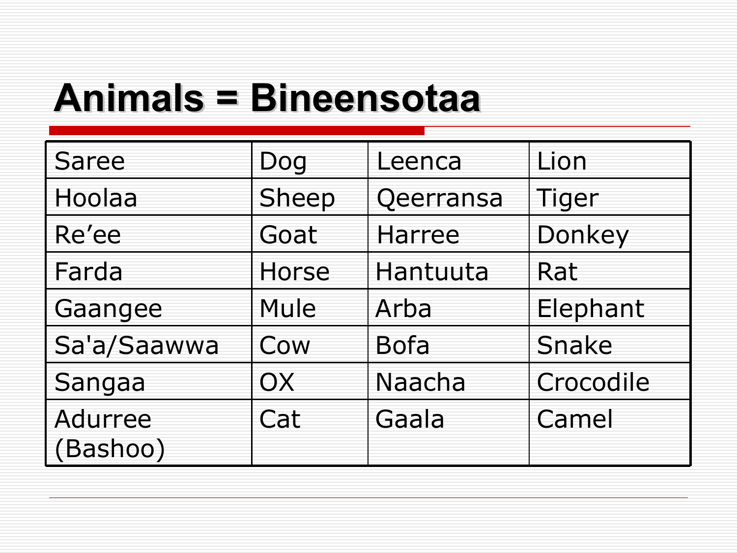# Animals = Bineensotaa

| Saree | Dog | Leenca | Lion |
|---|---|---|---|
| Hoolaa | Sheep | Qeerransa | Tiger |
| Re’ee | Goat | Harree | Donkey |
| Farda | Horse | Hantuuta | Rat |
| Gaangee | Mule | Arba | Elephant |
| Sa'a/Saawwa | Cow | Bofa | Snake |
| Sangaa | OX | Naacha | Crocodile |
| Adurree (Bashoo) | Cat | Gaala | Camel |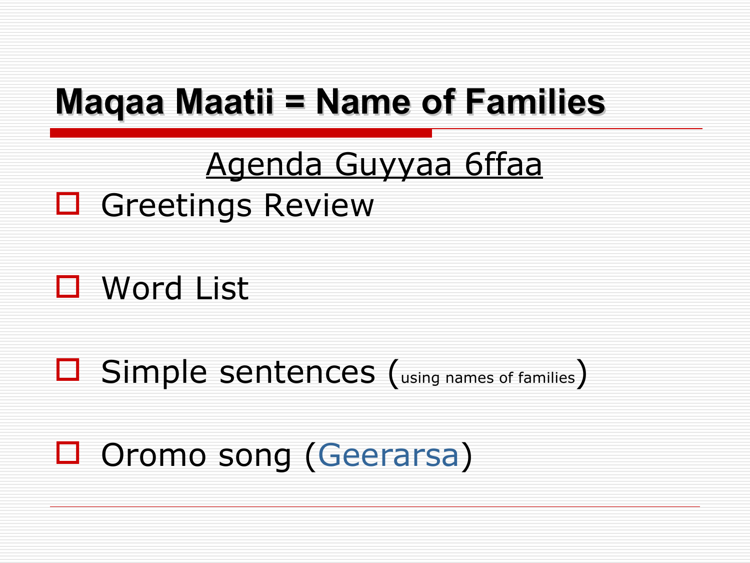# Maqaa Maatii = Name of Families

<u>Agenda Guyyaa 6ffaa</u>

- Greetings Review
- Word List
- Simple sentences (using names of families)
- Oromo song (Geerarsa)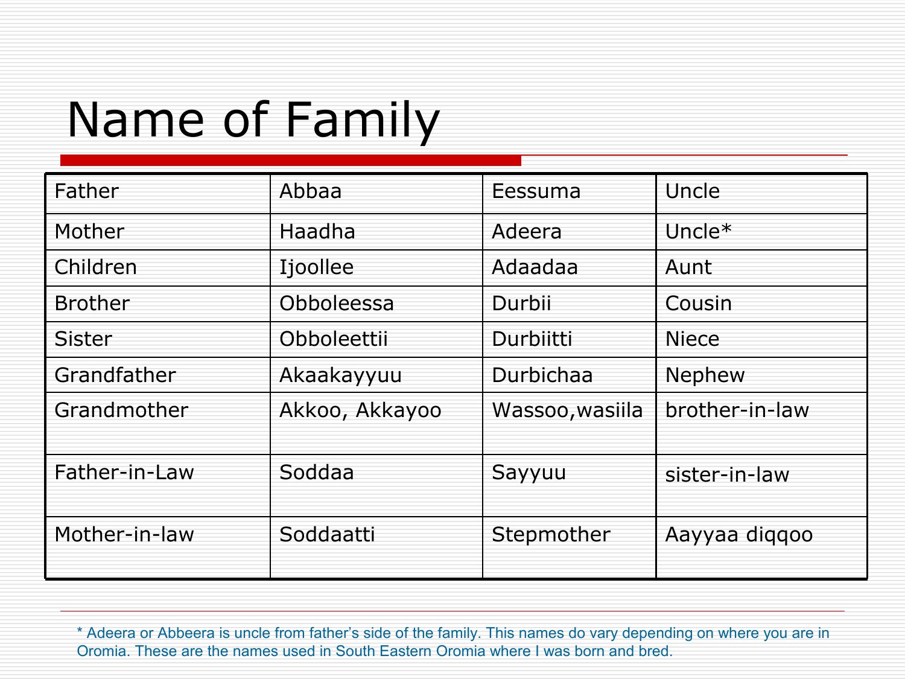# Name of Family

| Father | Abbaa | Eessuma | Uncle |
|---|---|---|---|
| Mother | Haadha | Adeera | Uncle* |
| Children | Ijoollee | Adaadaa | Aunt |
| Brother | Obboleessa | Durbii | Cousin |
| Sister | Obboleettii | Durbiitti | Niece |
| Grandfather | Akaakayyuu | Durbichaa | Nephew |
| Grandmother | Akkoo, Akkayoo | Wassoo,wasiila | brother-in-law |
| Father-in-Law | Soddaa | Sayyuu | sister-in-law |
| Mother-in-law | Soddaatti | Stepmother | Aayyaa diqqoo |

* Adeera or Abbeera is uncle from father's side of the family. This names do vary depending on where you are in Oromia. These are the names used in South Eastern Oromia where I was born and bred.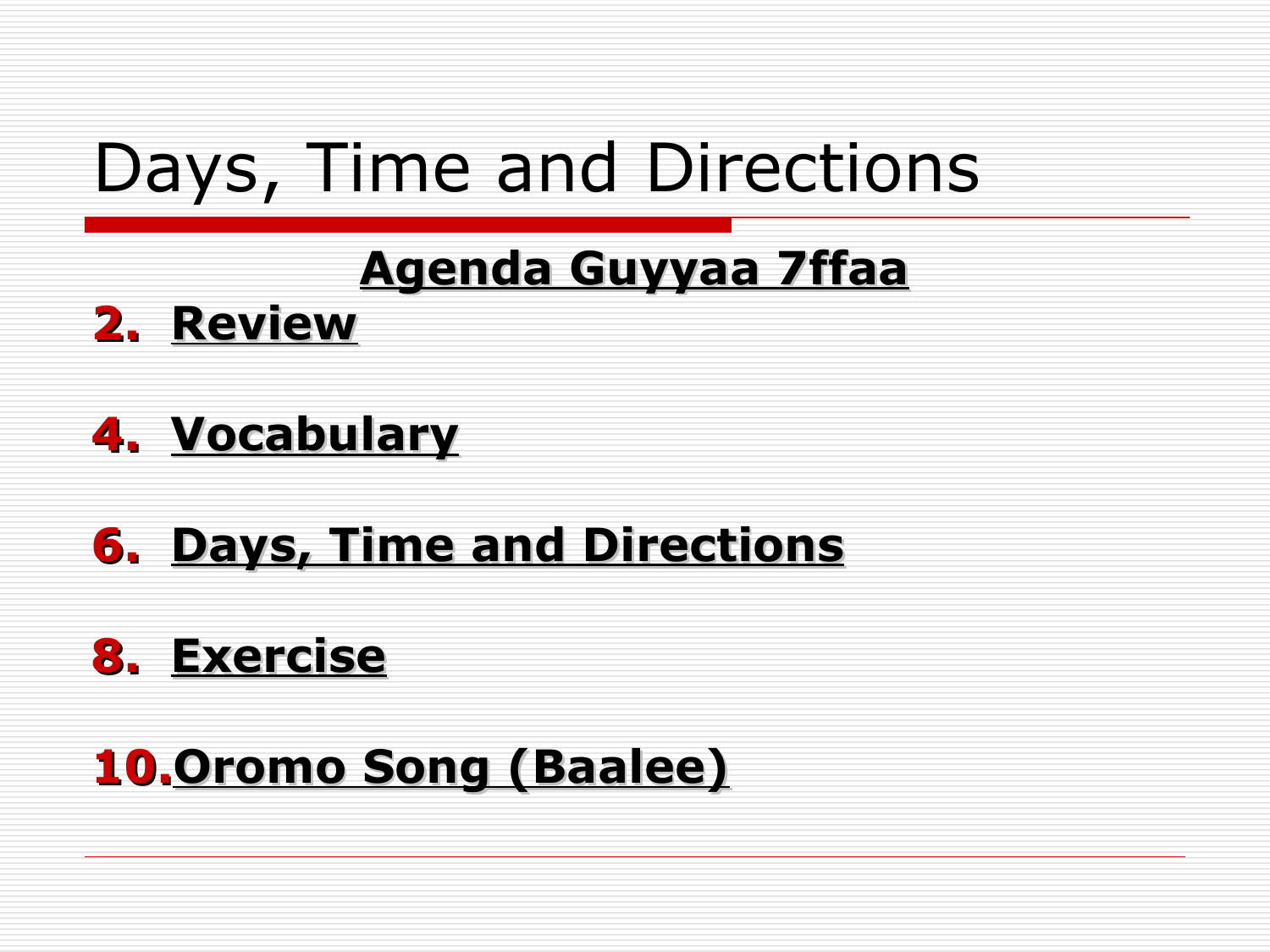# Days, Time and Directions

**Agenda Guyyaa 7ffaa**

2. **Review**

4. **Vocabulary**

6. **Days, Time and Directions**

8. **Exercise**

10. **Oromo Song (Baalee)**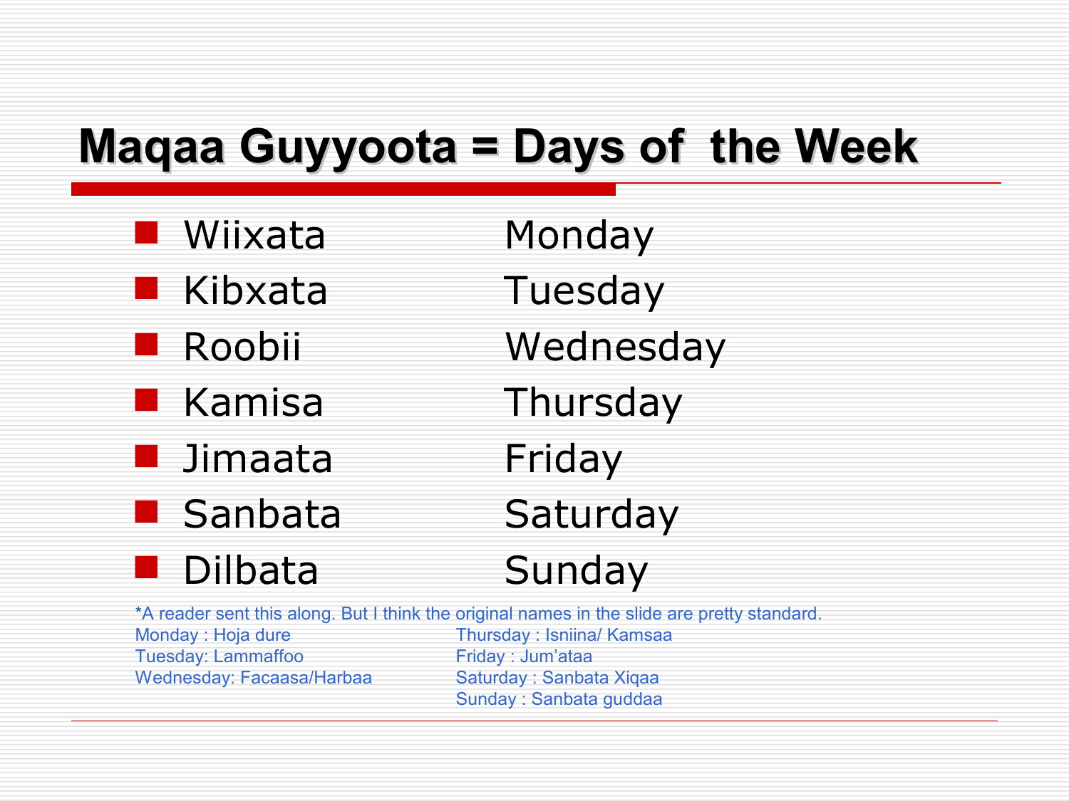# Maqaa Guyyoota = Days of the Week

| | |
|---|---|
| Wiixata | Monday |
| Kibxata | Tuesday |
| Roobii | Wednesday |
| Kamisa | Thursday |
| Jimaata | Friday |
| Sanbata | Saturday |
| Dilbata | Sunday |

*A reader sent this along. But I think the original names in the slide are pretty standard.

Monday : Hoja dure
Tuesday: Lammaffoo
Wednesday: Facaasa/Harbaa
Thursday : Isniina/ Kamsaa
Friday : Jum'ataa
Saturday : Sanbata Xiqaa
Sunday : Sanbata guddaa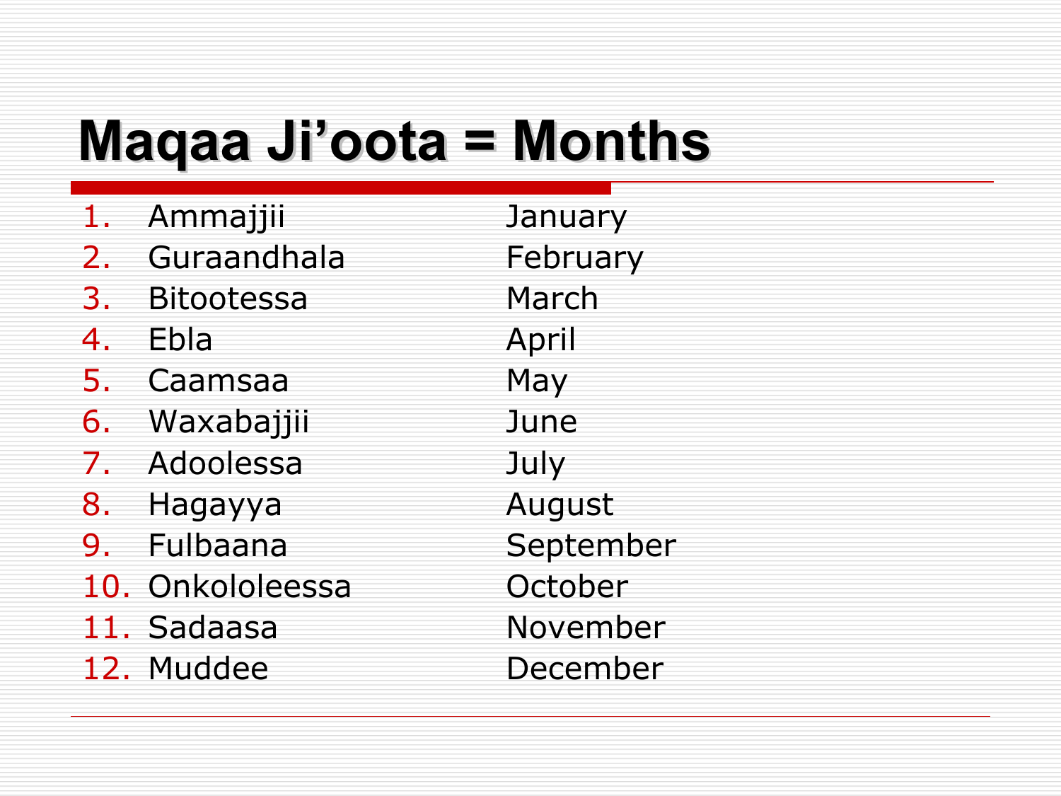# Maqaa Ji'oota = Months

1. Ammajjii — January
2. Guraandhala — February
3. Bitootessa — March
4. Ebla — April
5. Caamsaa — May
6. Waxabajjii — June
7. Adoolessa — July
8. Hagayya — August
9. Fulbaana — September
10. Onkololeessa — October
11. Sadaasa — November
12. Muddee — December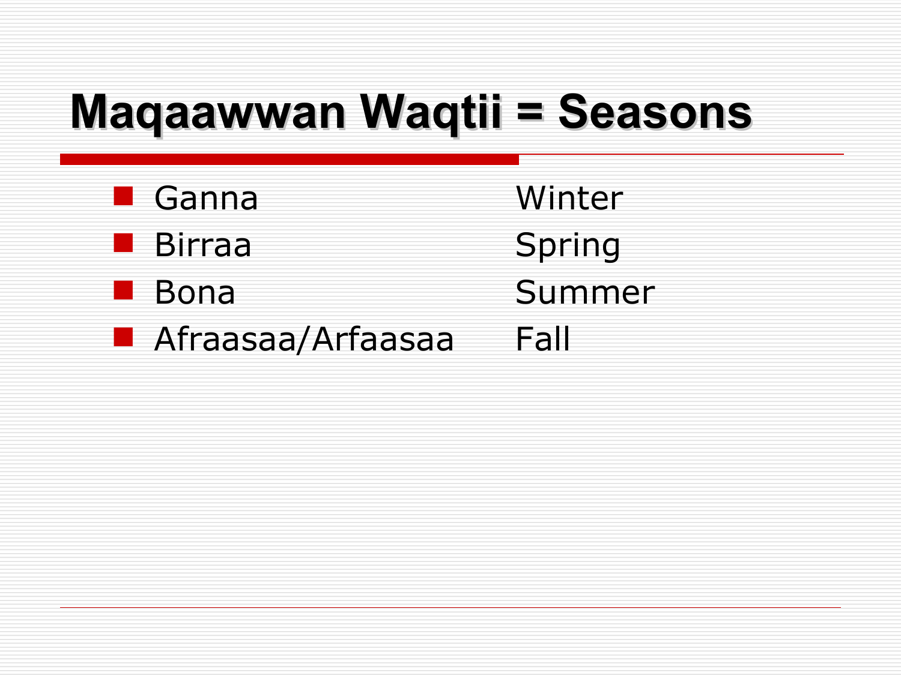# Maqaawwan Waqtii = Seasons

- Ganna — Winter
- Birraa — Spring
- Bona — Summer
- Afraasaa/Arfaasaa — Fall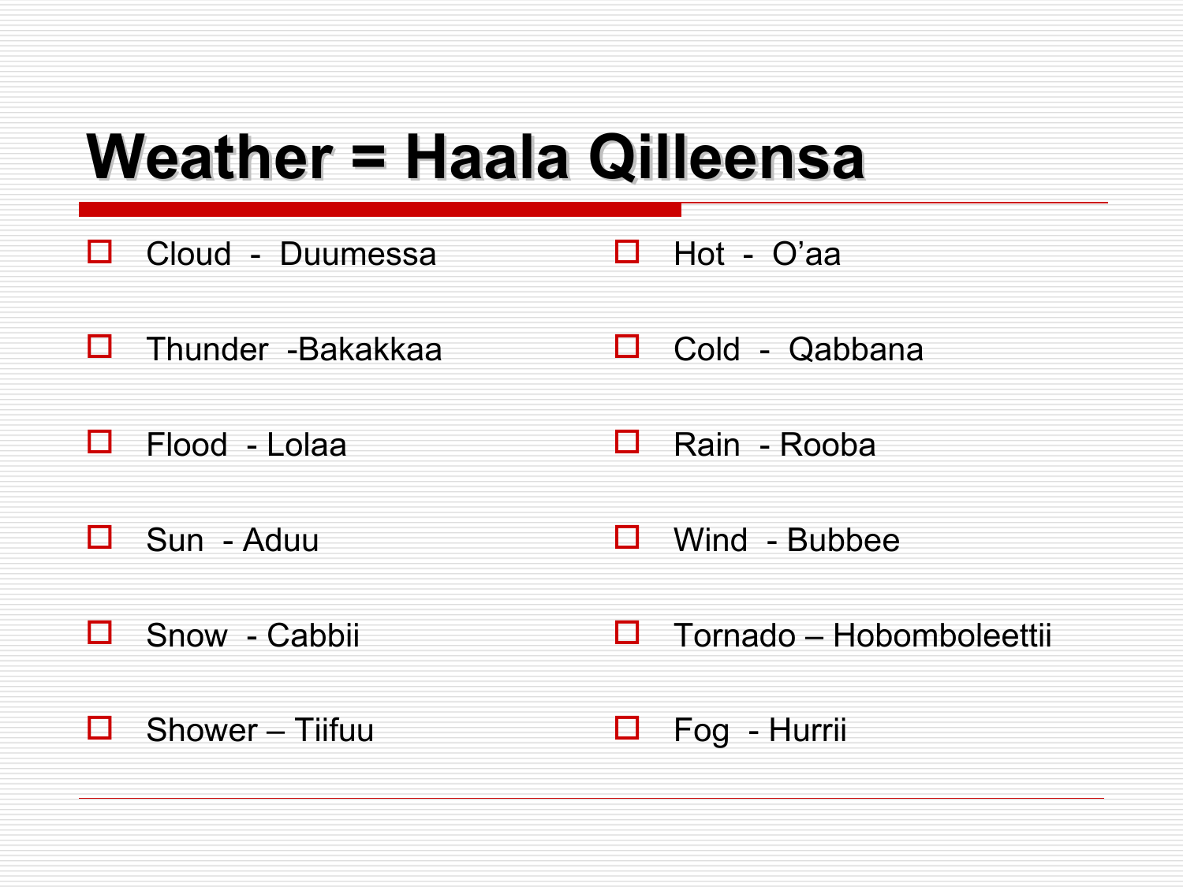# Weather = Haala Qilleensa

- Cloud - Duumessa
- Thunder -Bakakkaa
- Flood - Lolaa
- Sun - Aduu
- Snow - Cabbii
- Shower – Tiifuu
- Hot - O’aa
- Cold - Qabbana
- Rain - Rooba
- Wind - Bubbee
- Tornado – Hobomboleettii
- Fog - Hurrii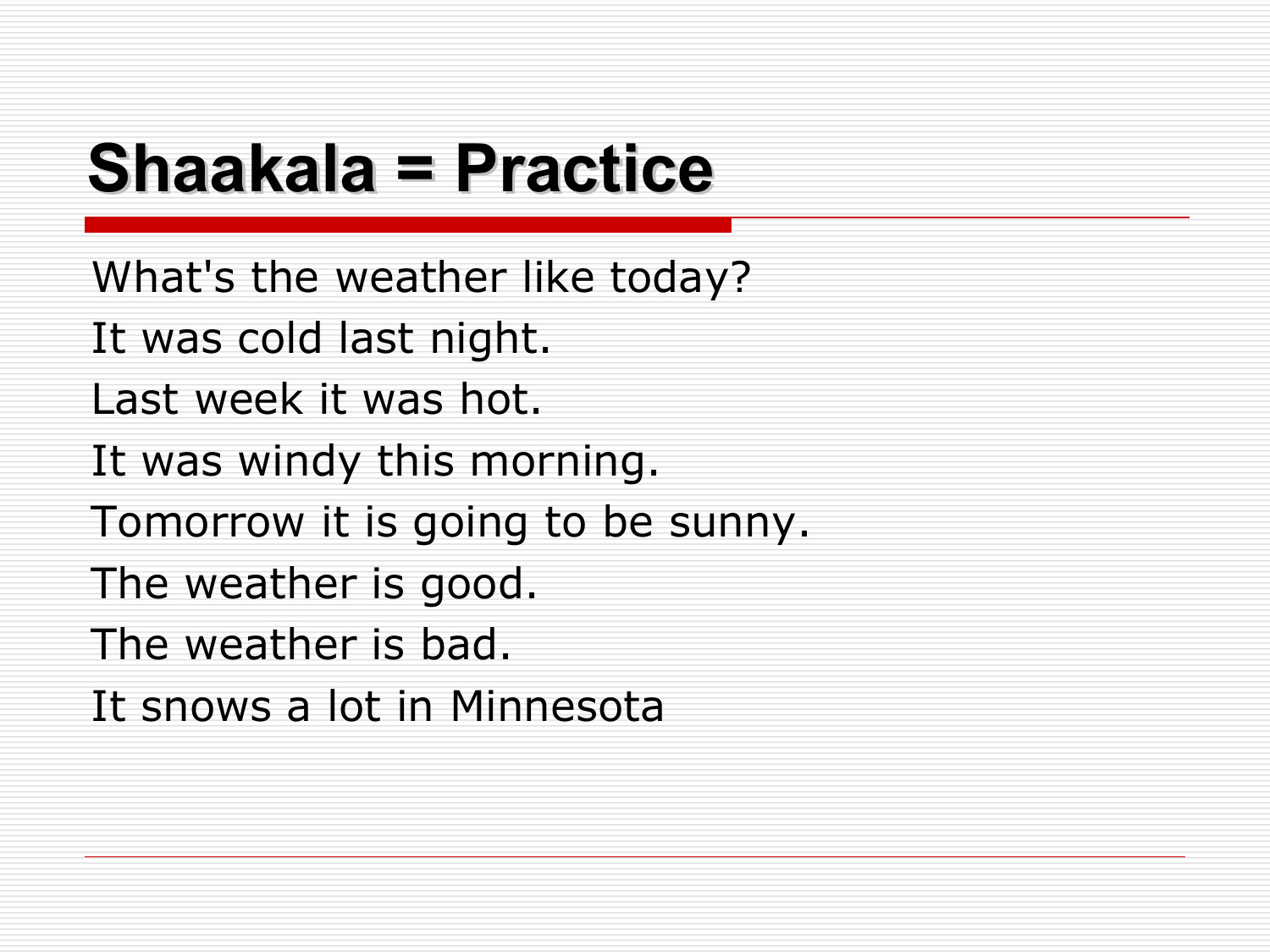# Shaakala = Practice

What's the weather like today?

It was cold last night.

Last week it was hot.

It was windy this morning.

Tomorrow it is going to be sunny.

The weather is good.

The weather is bad.

It snows a lot in Minnesota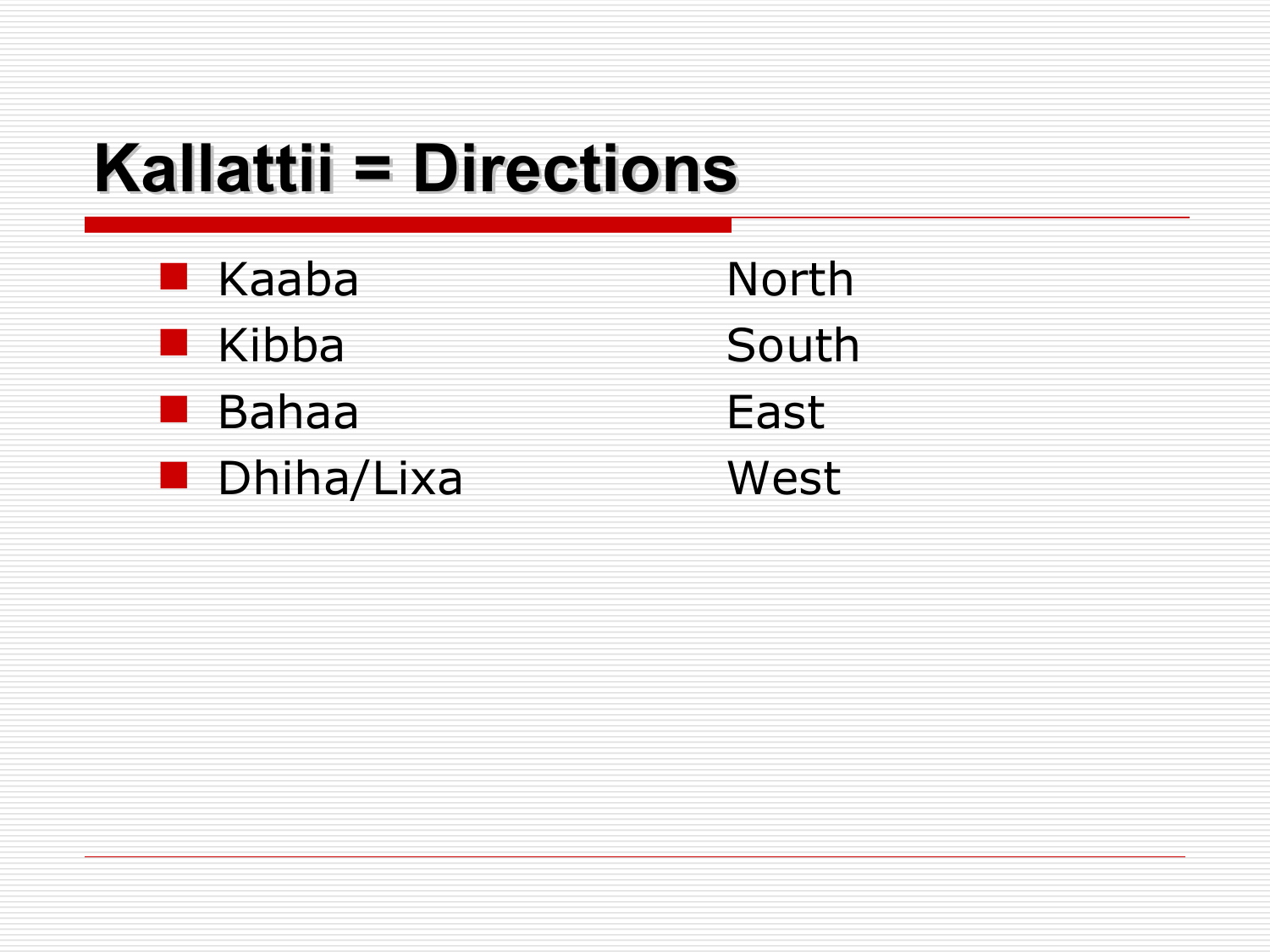# Kallattii = Directions

- Kaaba North
- Kibba South
- Bahaa East
- Dhiha/Lixa West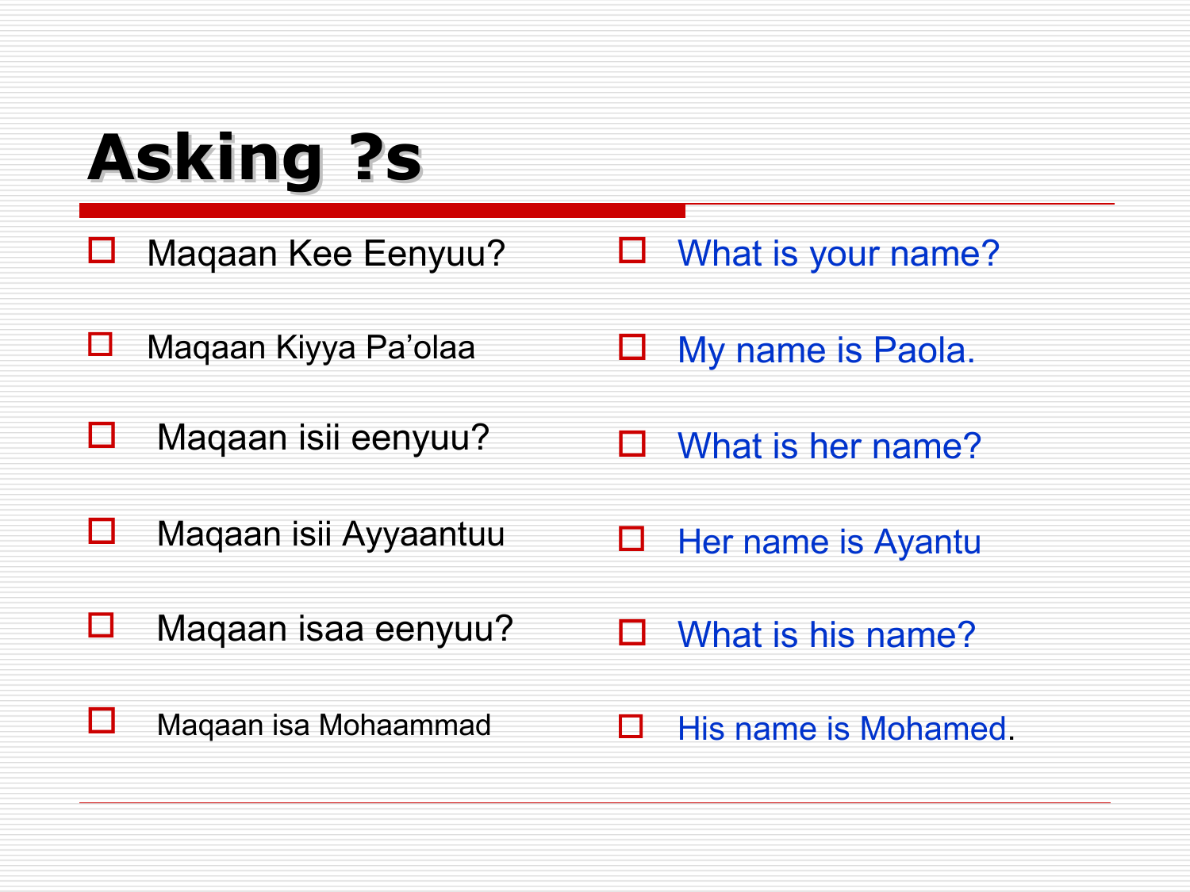# Asking ?s

- Maqaan Kee Eenyuu?
- Maqaan Kiyya Pa'olaa
- Maqaan isii eenyuu?
- Maqaan isii Ayyaantuu
- Maqaan isaa eenyuu?
- Maqaan isa Mohaammad

- What is your name?
- My name is Paola.
- What is her name?
- Her name is Ayantu
- What is his name?
- His name is Mohamed.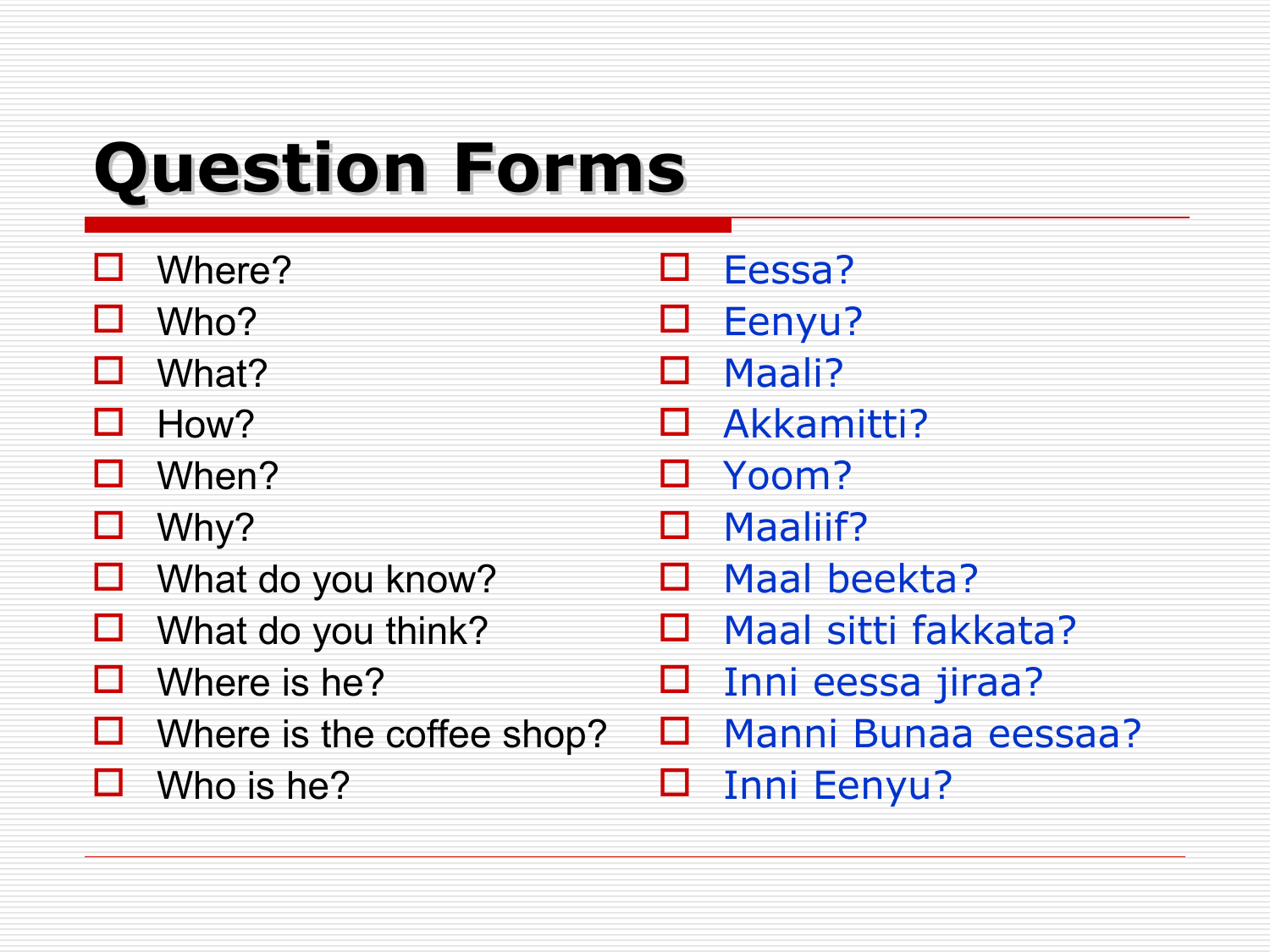# Question Forms

- Where?
- Who?
- What?
- How?
- When?
- Why?
- What do you know?
- What do you think?
- Where is he?
- Where is the coffee shop?
- Who is he?

- Eessa?
- Eenyu?
- Maali?
- Akkamitti?
- Yoom?
- Maaliif?
- Maal beekta?
- Maal sitti fakkata?
- Inni eessa jiraa?
- Manni Bunaa eessaa?
- Inni Eenyu?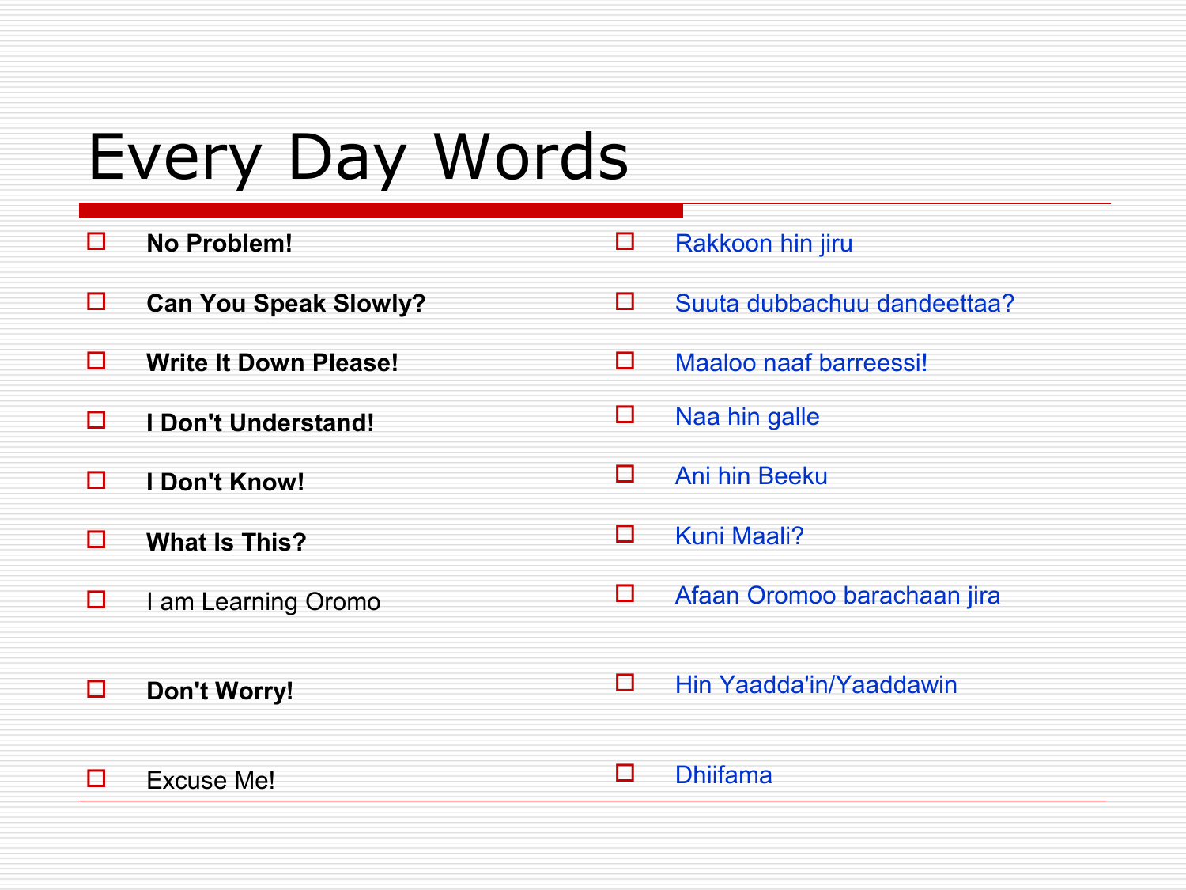# Every Day Words

- **No Problem!**
- **Can You Speak Slowly?**
- **Write It Down Please!**
- **I Don't Understand!**
- **I Don't Know!**
- **What Is This?**
- I am Learning Oromo
- **Don't Worry!**
- Excuse Me!

- Rakkoon hin jiru
- Suuta dubbachuu dandeettaa?
- Maaloo naaf barreessi!
- Naa hin galle
- Ani hin Beeku
- Kuni Maali?
- Afaan Oromoo barachaan jira
- Hin Yaadda'in/Yaaddawin
- Dhiifama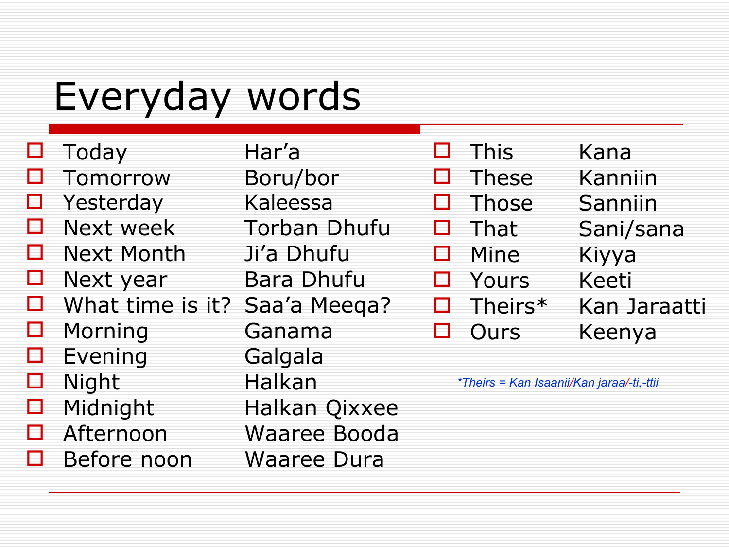# Everyday words

- Today — Har’a
- Tomorrow — Boru/bor
- Yesterday — Kaleessa
- Next week — Torban Dhufu
- Next Month — Ji’a Dhufu
- Next year — Bara Dhufu
- What time is it? — Saa’a Meeqa?
- Morning — Ganama
- Evening — Galgala
- Night — Halkan
- Midnight — Halkan Qixxee
- Afternoon — Waaree Booda
- Before noon — Waaree Dura

- This — Kana
- These — Kanniin
- Those — Sanniin
- That — Sani/sana
- Mine — Kiyya
- Yours — Keeti
- Theirs* — Kan Jaraatti
- Ours — Keenya

*\*Theirs = Kan Isaanii/Kan jaraa/-ti,-ttii*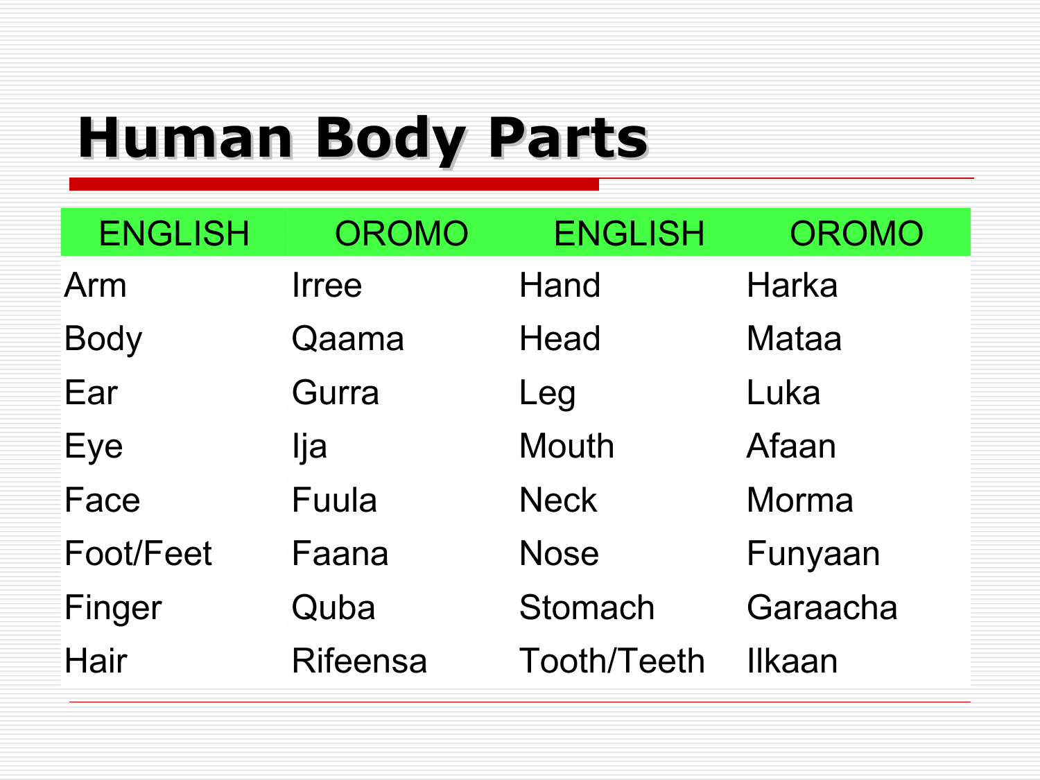# Human Body Parts

| ENGLISH | OROMO | ENGLISH | OROMO |
|---|---|---|---|
| Arm | Irree | Hand | Harka |
| Body | Qaama | Head | Mataa |
| Ear | Gurra | Leg | Luka |
| Eye | Ija | Mouth | Afaan |
| Face | Fuula | Neck | Morma |
| Foot/Feet | Faana | Nose | Funyaan |
| Finger | Quba | Stomach | Garaacha |
| Hair | Rifeensa | Tooth/Teeth | Ilkaan |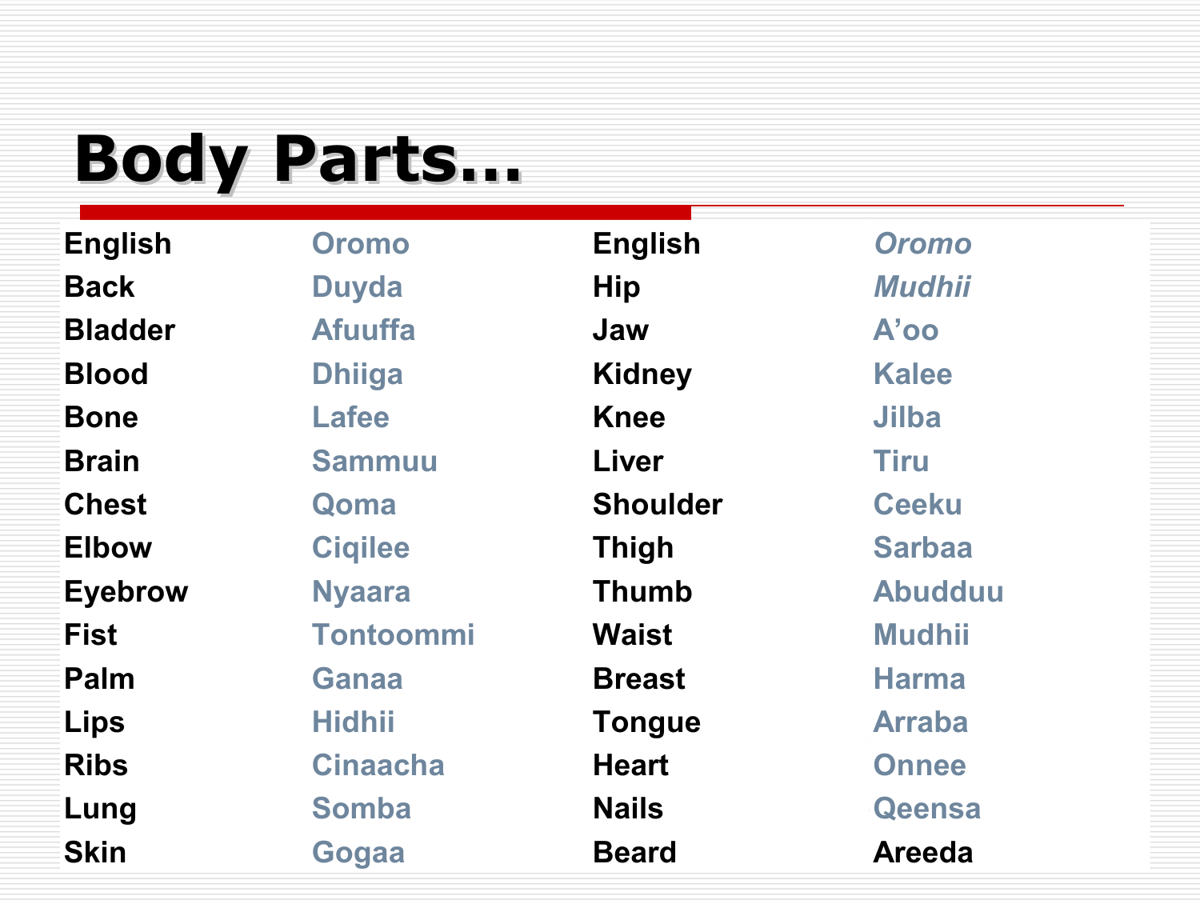# Body Parts…

| English | Oromo | English | *Oromo* |
|---|---|---|---|
| Back | Duyda | Hip | *Mudhii* |
| Bladder | Afuuffa | Jaw | A'oo |
| Blood | Dhiiga | Kidney | Kalee |
| Bone | Lafee | Knee | Jilba |
| Brain | Sammuu | Liver | Tiru |
| Chest | Qoma | Shoulder | Ceeku |
| Elbow | Ciqilee | Thigh | Sarbaa |
| Eyebrow | Nyaara | Thumb | Abudduu |
| Fist | Tontoommi | Waist | Mudhii |
| Palm | Ganaa | Breast | Harma |
| Lips | Hidhii | Tongue | Arraba |
| Ribs | Cinaacha | Heart | Onnee |
| Lung | Somba | Nails | Qeensa |
| Skin | Gogaa | Beard | Areeda |